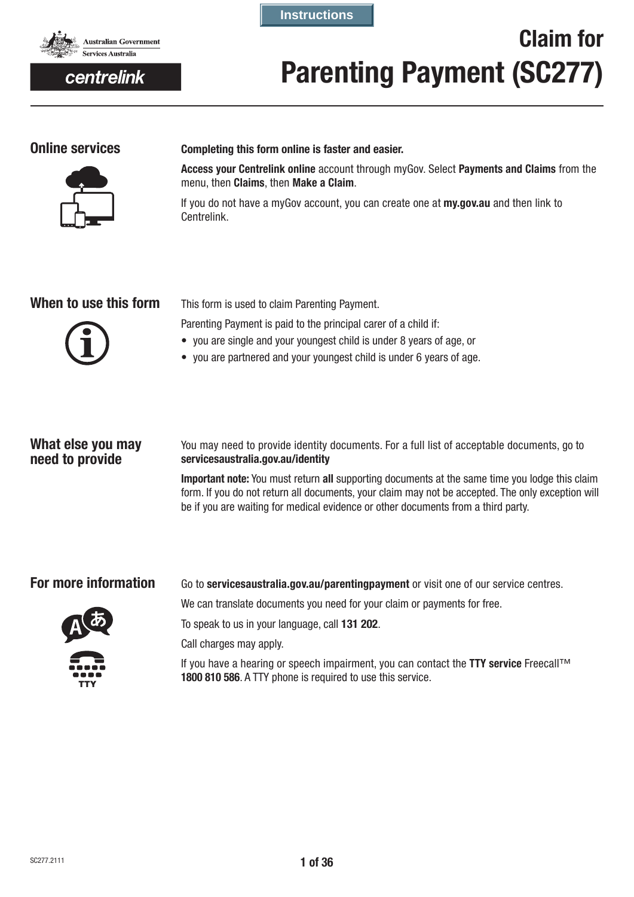Instructions

Australian Government
Services Australia

centrelink

# Claim for Parenting Payment (SC277)

## Online services

**Completing this form online is faster and easier.**

**Access your Centrelink online** account through myGov. Select **Payments and Claims** from the menu, then **Claims**, then **Make a Claim**.

If you do not have a myGov account, you can create one at **my.gov.au** and then link to Centrelink.

## When to use this form

This form is used to claim Parenting Payment.

Parenting Payment is paid to the principal carer of a child if:

- you are single and your youngest child is under 8 years of age, or
- you are partnered and your youngest child is under 6 years of age.

## What else you may need to provide

You may need to provide identity documents. For a full list of acceptable documents, go to **servicesaustralia.gov.au/identity**

**Important note:** You must return **all** supporting documents at the same time you lodge this claim form. If you do not return all documents, your claim may not be accepted. The only exception will be if you are waiting for medical evidence or other documents from a third party.

## For more information

Go to **servicesaustralia.gov.au/parentingpayment** or visit one of our service centres.

We can translate documents you need for your claim or payments for free.

To speak to us in your language, call **131 202**.

Call charges may apply.

If you have a hearing or speech impairment, you can contact the **TTY service** Freecall™ **1800 810 586**. A TTY phone is required to use this service.

SC277.2111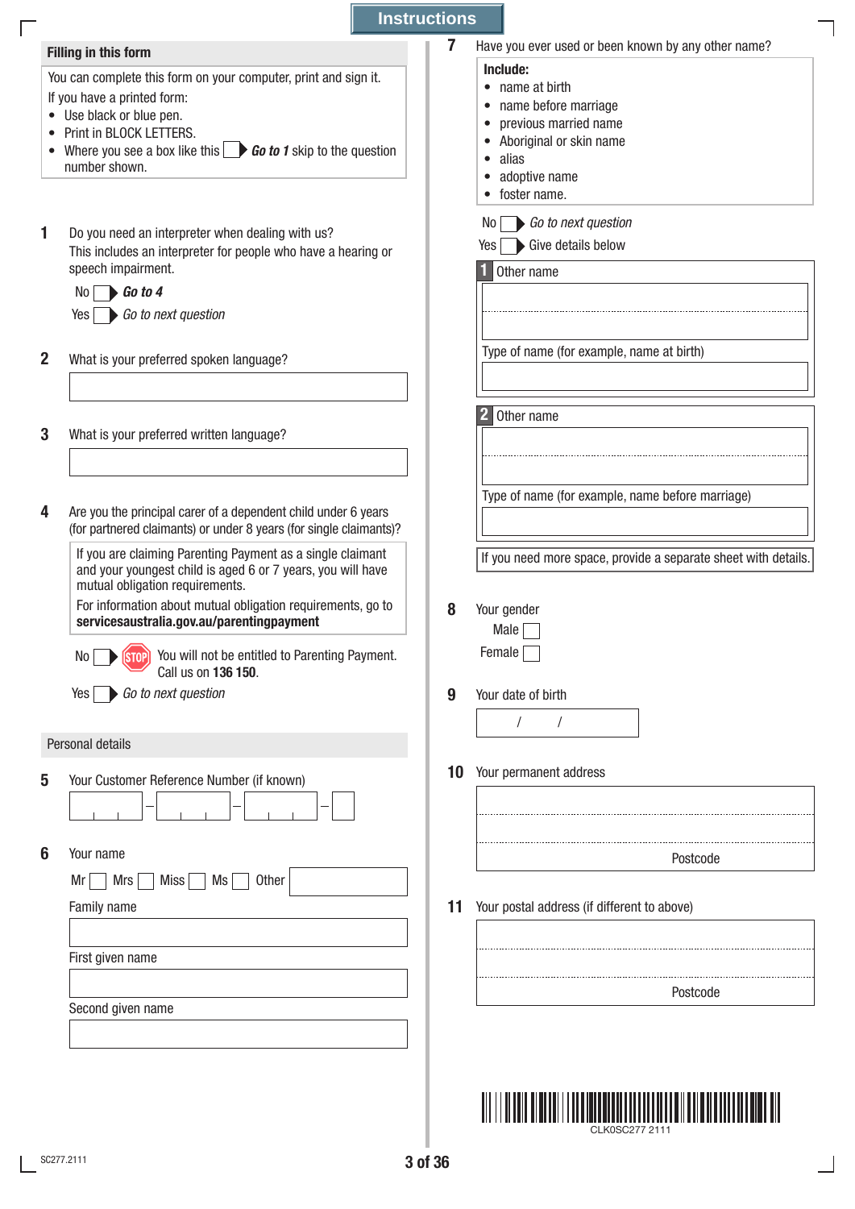# Instructions

## Filling in this form

You can complete this form on your computer, print and sign it.

If you have a printed form:

- Use black or blue pen.
- Print in BLOCK LETTERS.
- Where you see a box like this ☐ ▶ ***Go to 1*** skip to the question number shown.

**1** Do you need an interpreter when dealing with us?
This includes an interpreter for people who have a hearing or speech impairment.

No ☐ ▶ ***Go to 4***
Yes ☐ ▶ *Go to next question*

**2** What is your preferred spoken language?

**3** What is your preferred written language?

**4** Are you the principal carer of a dependent child under 6 years (for partnered claimants) or under 8 years (for single claimants)?

> If you are claiming Parenting Payment as a single claimant and your youngest child is aged 6 or 7 years, you will have mutual obligation requirements.
> For information about mutual obligation requirements, go to **servicesaustralia.gov.au/parentingpayment**

No ☐ ▶ STOP You will not be entitled to Parenting Payment. Call us on **136 150**.
Yes ☐ ▶ *Go to next question*

## Personal details

**5** Your Customer Reference Number (if known)

**6** Your name

Mr ☐ Mrs ☐ Miss ☐ Ms ☐ Other

Family name

First given name

Second given name

**7** Have you ever used or been known by any other name?

> **Include:**
> - name at birth
> - name before marriage
> - previous married name
> - Aboriginal or skin name
> - alias
> - adoptive name
> - foster name.

No ☐ ▶ *Go to next question*
Yes ☐ ▶ Give details below

**1** Other name

Type of name (for example, name at birth)

**2** Other name

Type of name (for example, name before marriage)

If you need more space, provide a separate sheet with details.

**8** Your gender

Male ☐
Female ☐

**9** Your date of birth

/ /

**10** Your permanent address

Postcode

**11** Your postal address (if different to above)

Postcode

CLK0SC277 2111

SC277.2111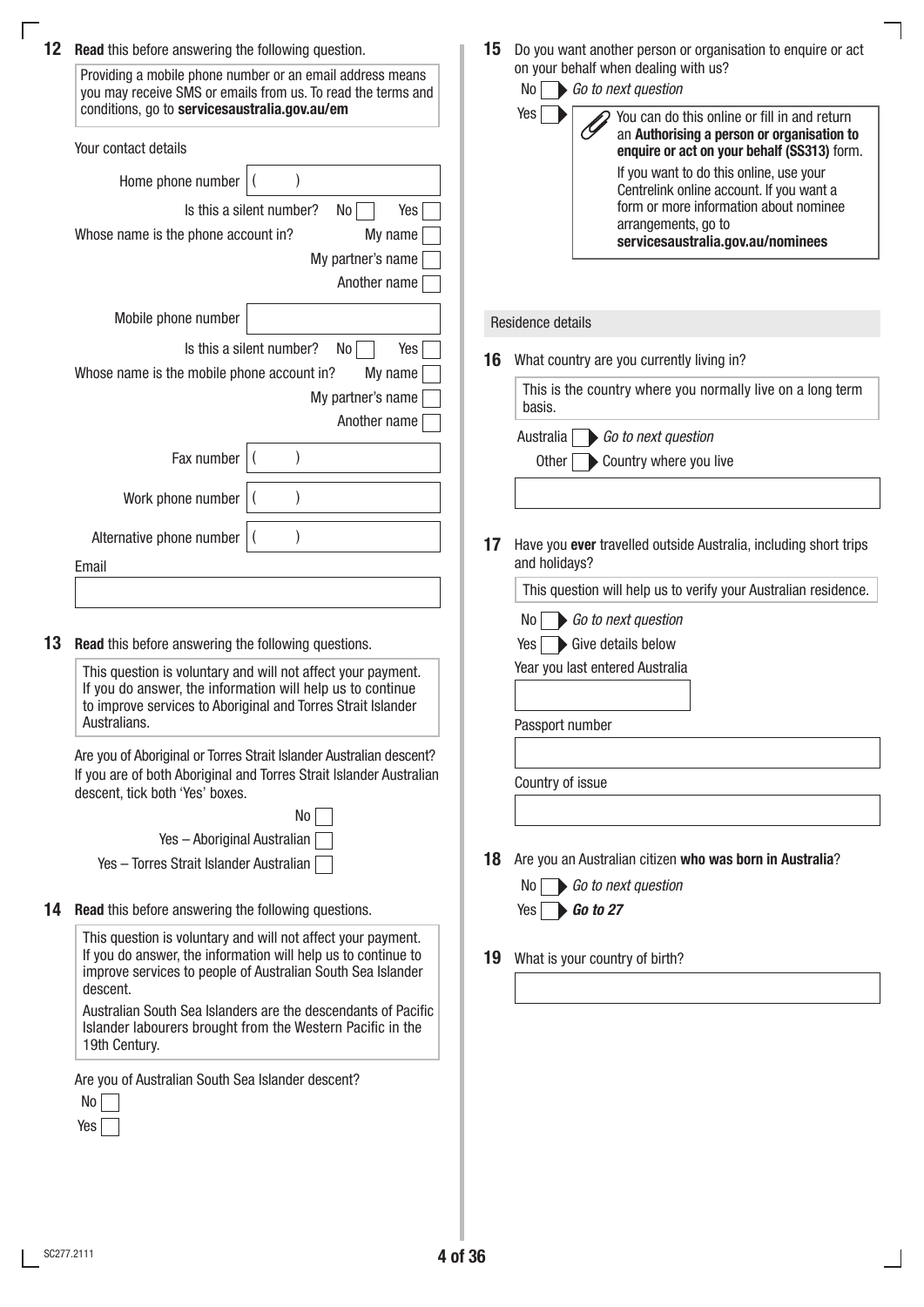**12** **Read** this before answering the following question.

> Providing a mobile phone number or an email address means you may receive SMS or emails from us. To read the terms and conditions, go to **servicesaustralia.gov.au/em**

Your contact details

Home phone number ( )

Is this a silent number? No ☐ Yes ☐

Whose name is the phone account in? My name ☐ My partner's name ☐ Another name ☐

Mobile phone number

Is this a silent number? No ☐ Yes ☐

Whose name is the mobile phone account in? My name ☐ My partner's name ☐ Another name ☐

Fax number ( )

Work phone number ( )

Alternative phone number ( )

Email

**13** **Read** this before answering the following questions.

> This question is voluntary and will not affect your payment. If you do answer, the information will help us to continue to improve services to Aboriginal and Torres Strait Islander Australians.

Are you of Aboriginal or Torres Strait Islander Australian descent? If you are of both Aboriginal and Torres Strait Islander Australian descent, tick both 'Yes' boxes.

No ☐

Yes – Aboriginal Australian ☐

Yes – Torres Strait Islander Australian ☐

**14** **Read** this before answering the following questions.

> This question is voluntary and will not affect your payment. If you do answer, the information will help us to continue to improve services to people of Australian South Sea Islander descent.
>
> Australian South Sea Islanders are the descendants of Pacific Islander labourers brought from the Western Pacific in the 19th Century.

Are you of Australian South Sea Islander descent?

No ☐

Yes ☐

**15** Do you want another person or organisation to enquire or act on your behalf when dealing with us?

No ☐ ▶ *Go to next question*

Yes ☐ ▶

> You can do this online or fill in and return an **Authorising a person or organisation to enquire or act on your behalf (SS313)** form.
>
> If you want to do this online, use your Centrelink online account. If you want a form or more information about nominee arrangements, go to **servicesaustralia.gov.au/nominees**

## Residence details

**16** What country are you currently living in?

> This is the country where you normally live on a long term basis.

Australia ☐ ▶ *Go to next question*

Other ☐ ▶ Country where you live

**17** Have you **ever** travelled outside Australia, including short trips and holidays?

> This question will help us to verify your Australian residence.

No ☐ ▶ *Go to next question*

Yes ☐ ▶ Give details below

Year you last entered Australia

Passport number

Country of issue

**18** Are you an Australian citizen **who was born in Australia**?

No ☐ ▶ *Go to next question*

Yes ☐ ▶ ***Go to 27***

**19** What is your country of birth?

SC277.2111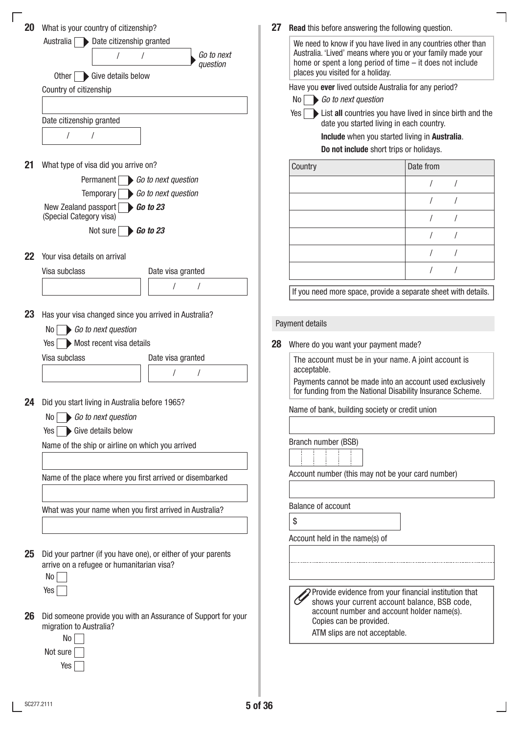**20** What is your country of citizenship?

Australia ☐ ▶ Date citizenship granted ___ / ___ / ___ *Go to next question*

Other ☐ ▶ Give details below

Country of citizenship

Date citizenship granted

/ /

**21** What type of visa did you arrive on?

Permanent ☐ ▶ *Go to next question*

Temporary ☐ ▶ *Go to next question*

New Zealand passport (Special Category visa) ☐ ▶ ***Go to 23***

Not sure ☐ ▶ ***Go to 23***

**22** Your visa details on arrival

Visa subclass

Date visa granted / /

**23** Has your visa changed since you arrived in Australia?

No ☐ ▶ *Go to next question*

Yes ☐ ▶ Most recent visa details

Visa subclass

Date visa granted / /

**24** Did you start living in Australia before 1965?

No ☐ ▶ *Go to next question*

Yes ☐ ▶ Give details below

Name of the ship or airline on which you arrived

Name of the place where you first arrived or disembarked

What was your name when you first arrived in Australia?

**25** Did your partner (if you have one), or either of your parents arrive on a refugee or humanitarian visa?

No ☐

Yes ☐

**26** Did someone provide you with an Assurance of Support for your migration to Australia?

No ☐

Not sure ☐

Yes ☐

**27** **Read** this before answering the following question.

We need to know if you have lived in any countries other than Australia. 'Lived' means where you or your family made your home or spent a long period of time – it does not include places you visited for a holiday.

Have you **ever** lived outside Australia for any period?

No ☐ ▶ *Go to next question*

Yes ☐ ▶ List **all** countries you have lived in since birth and the date you started living in each country.

**Include** when you started living in **Australia**.

**Do not include** short trips or holidays.

| Country | Date from |
| --- | --- |
| | / / |
| | / / |
| | / / |
| | / / |
| | / / |
| | / / |

If you need more space, provide a separate sheet with details.

## Payment details

**28** Where do you want your payment made?

The account must be in your name. A joint account is acceptable.

Payments cannot be made into an account used exclusively for funding from the National Disability Insurance Scheme.

Name of bank, building society or credit union

Branch number (BSB)

Account number (this may not be your card number)

Balance of account

$

Account held in the name(s) of

Provide evidence from your financial institution that shows your current account balance, BSB code, account number and account holder name(s). Copies can be provided.

ATM slips are not acceptable.

SC277.2111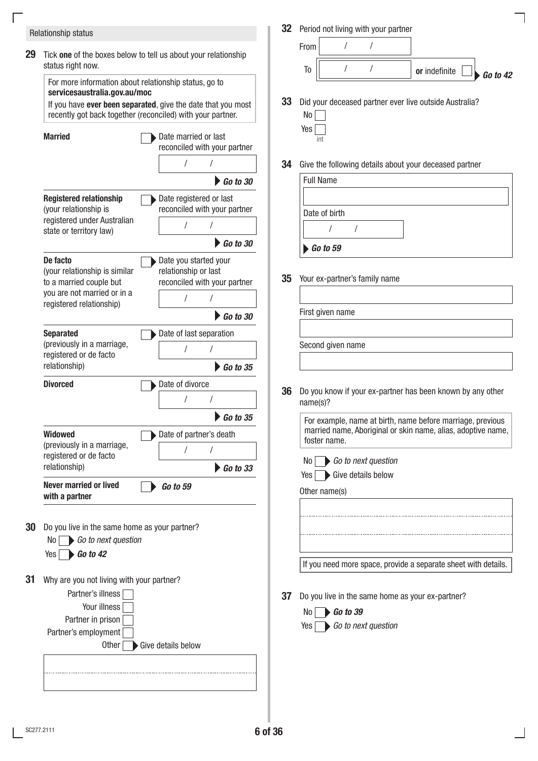## Relationship status

**29** Tick **one** of the boxes below to tell us about your relationship status right now.

> For more information about relationship status, go to **servicesaustralia.gov.au/moc**
>
> If you have **ever been separated**, give the date that you most recently got back together (reconciled) with your partner.

| Status | | |
|---|---|---|
| **Married** | ☐ Date married or last reconciled with your partner ___ / ___ / ___ | ***Go to 30*** |
| **Registered relationship** (your relationship is registered under Australian state or territory law) | ☐ Date registered or last reconciled with your partner ___ / ___ / ___ | ***Go to 30*** |
| **De facto** (your relationship is similar to a married couple but you are not married or in a registered relationship) | ☐ Date you started your relationship or last reconciled with your partner ___ / ___ / ___ | ***Go to 30*** |
| **Separated** (previously in a marriage, registered or de facto relationship) | ☐ Date of last separation ___ / ___ / ___ | ***Go to 35*** |
| **Divorced** | ☐ Date of divorce ___ / ___ / ___ | ***Go to 35*** |
| **Widowed** (previously in a marriage, registered or de facto relationship) | ☐ Date of partner's death ___ / ___ / ___ | ***Go to 33*** |
| **Never married or lived with a partner** | ☐ | ***Go to 59*** |

**30** Do you live in the same home as your partner?

- No ☐ *Go to next question*
- Yes ☐ ***Go to 42***

**31** Why are you not living with your partner?

- Partner's illness ☐
- Your illness ☐
- Partner in prison ☐
- Partner's employment ☐
- Other ☐ Give details below

**32** Period not living with your partner

From ___ / ___ / ___

To ___ / ___ / ___ **or** indefinite ☐ ***Go to 42***

**33** Did your deceased partner ever live outside Australia?

- No ☐
- Yes ☐ int

**34** Give the following details about your deceased partner

Full Name

Date of birth ___ / ___ / ___

***Go to 59***

**35** Your ex-partner's family name

First given name

Second given name

**36** Do you know if your ex-partner has been known by any other name(s)?

> For example, name at birth, name before marriage, previous married name, Aboriginal or skin name, alias, adoptive name, foster name.

- No ☐ *Go to next question*
- Yes ☐ Give details below

Other name(s)

If you need more space, provide a separate sheet with details.

**37** Do you live in the same home as your ex-partner?

- No ☐ ***Go to 39***
- Yes ☐ *Go to next question*

SC277.2111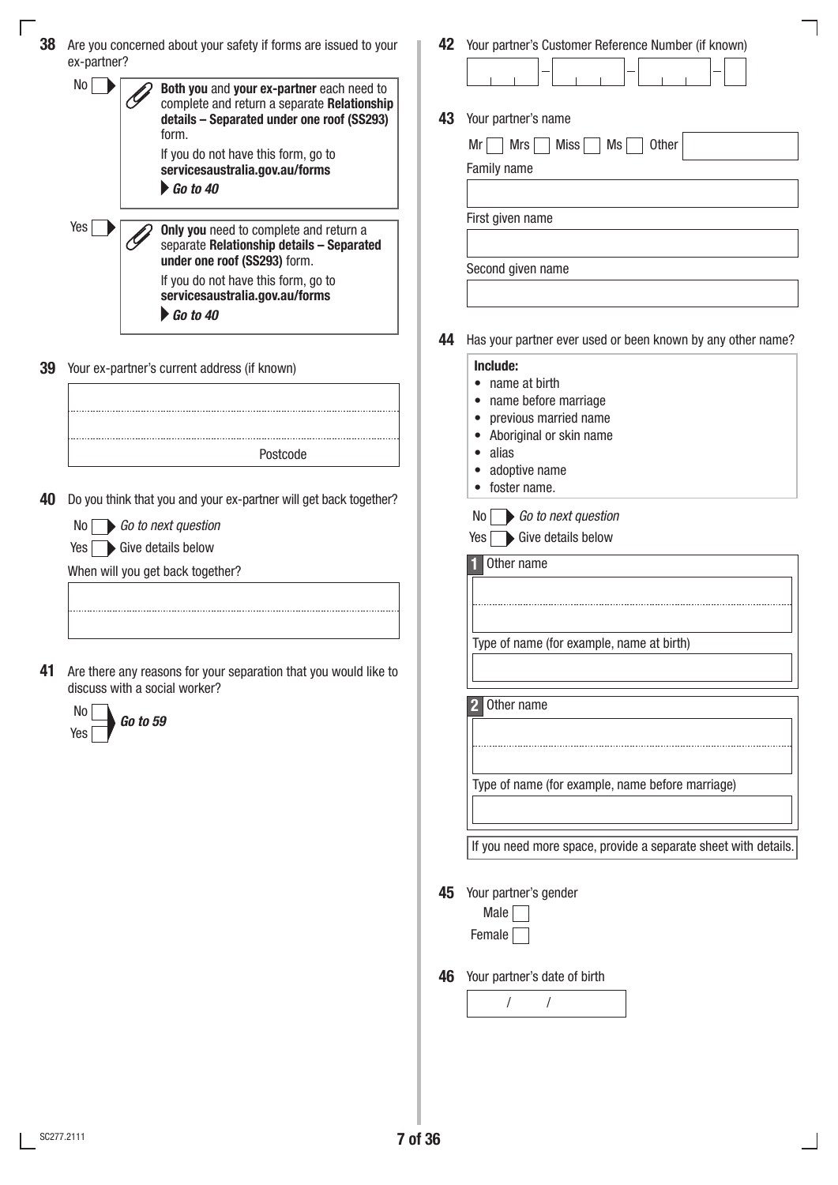**38** Are you concerned about your safety if forms are issued to your ex-partner?

No ☐ ▶ **Both you** and **your ex-partner** each need to complete and return a separate **Relationship details – Separated under one roof (SS293)** form.
If you do not have this form, go to **servicesaustralia.gov.au/forms**
▶ ***Go to 40***

Yes ☐ ▶ **Only you** need to complete and return a separate **Relationship details – Separated under one roof (SS293)** form.
If you do not have this form, go to **servicesaustralia.gov.au/forms**
▶ ***Go to 40***

**39** Your ex-partner's current address (if known)

Postcode

**40** Do you think that you and your ex-partner will get back together?

No ☐ ▶ *Go to next question*
Yes ☐ ▶ Give details below

When will you get back together?

**41** Are there any reasons for your separation that you would like to discuss with a social worker?

No ☐
Yes ☐ ▶ ***Go to 59***

**42** Your partner's Customer Reference Number (if known)

**43** Your partner's name

Mr ☐ Mrs ☐ Miss ☐ Ms ☐ Other

Family name

First given name

Second given name

**44** Has your partner ever used or been known by any other name?

**Include:**

- name at birth
- name before marriage
- previous married name
- Aboriginal or skin name
- alias
- adoptive name
- foster name.

No ☐ ▶ *Go to next question*
Yes ☐ ▶ Give details below

**1** Other name

Type of name (for example, name at birth)

**2** Other name

Type of name (for example, name before marriage)

If you need more space, provide a separate sheet with details.

**45** Your partner's gender

Male ☐
Female ☐

**46** Your partner's date of birth

/ /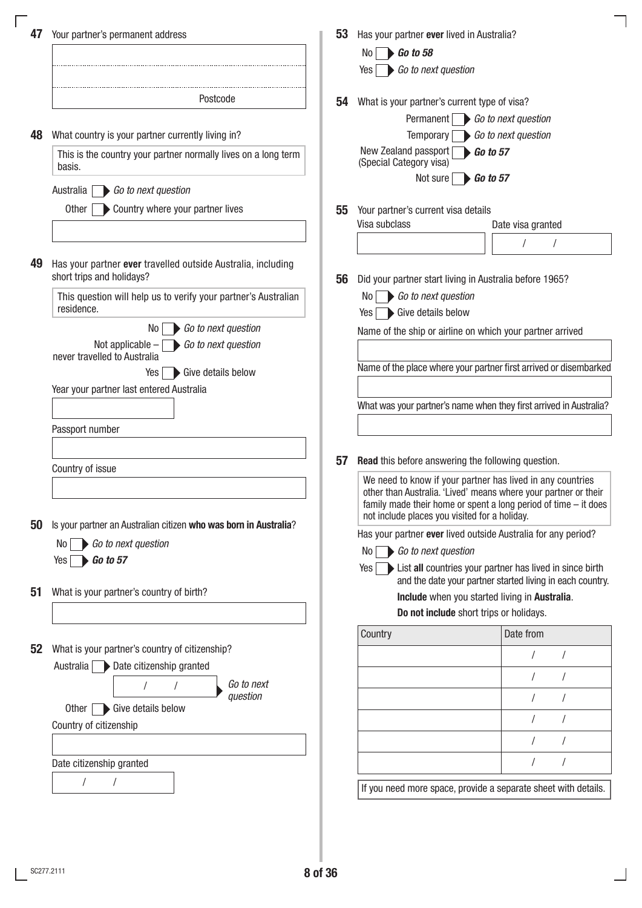**47** Your partner's permanent address

Postcode

**48** What country is your partner currently living in?

This is the country your partner normally lives on a long term basis.

Australia ☐ *Go to next question*

Other ☐ Country where your partner lives

**49** Has your partner **ever** travelled outside Australia, including short trips and holidays?

This question will help us to verify your partner's Australian residence.

No ☐ *Go to next question*

Not applicable – never travelled to Australia ☐ *Go to next question*

Yes ☐ Give details below

Year your partner last entered Australia

Passport number

Country of issue

**50** Is your partner an Australian citizen **who was born in Australia**?

No ☐ *Go to next question*

Yes ☐ ***Go to 57***

**51** What is your partner's country of birth?

**52** What is your partner's country of citizenship?

Australia ☐ Date citizenship granted &nbsp; / &nbsp; / &nbsp; *Go to next question*

Other ☐ Give details below

Country of citizenship

Date citizenship granted

/ &nbsp; /

**53** Has your partner **ever** lived in Australia?

No ☐ ***Go to 58***

Yes ☐ *Go to next question*

**54** What is your partner's current type of visa?

Permanent ☐ *Go to next question*

Temporary ☐ *Go to next question*

New Zealand passport (Special Category visa) ☐ ***Go to 57***

Not sure ☐ ***Go to 57***

**55** Your partner's current visa details

| Visa subclass | Date visa granted |
|---|---|
| | / &nbsp; / |

**56** Did your partner start living in Australia before 1965?

No ☐ *Go to next question*

Yes ☐ Give details below

Name of the ship or airline on which your partner arrived

Name of the place where your partner first arrived or disembarked

What was your partner's name when they first arrived in Australia?

**57** **Read** this before answering the following question.

We need to know if your partner has lived in any countries other than Australia. 'Lived' means where your partner or their family made their home or spent a long period of time – it does not include places you visited for a holiday.

Has your partner **ever** lived outside Australia for any period?

No ☐ *Go to next question*

Yes ☐ List **all** countries your partner has lived in since birth and the date your partner started living in each country.
**Include** when you started living in **Australia**.
**Do not include** short trips or holidays.

| Country | Date from |
|---|---|
| | / &nbsp; / |
| | / &nbsp; / |
| | / &nbsp; / |
| | / &nbsp; / |
| | / &nbsp; / |
| | / &nbsp; / |

If you need more space, provide a separate sheet with details.

SC277.2111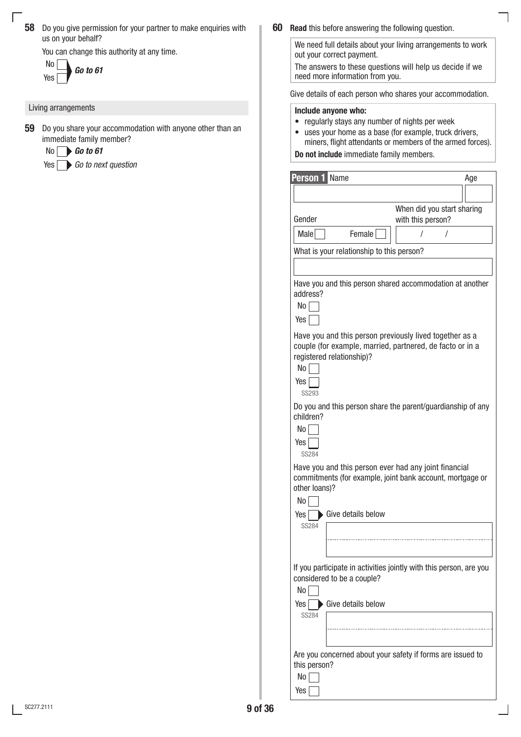**58** Do you give permission for your partner to make enquiries with us on your behalf?

You can change this authority at any time.

No ☐ **Go to 61**
Yes ☐

## Living arrangements

**59** Do you share your accommodation with anyone other than an immediate family member?

No ☐ ▶ **Go to 61**
Yes ☐ ▶ *Go to next question*

**60** **Read** this before answering the following question.

> We need full details about your living arrangements to work out your correct payment.
> The answers to these questions will help us decide if we need more information from you.

Give details of each person who shares your accommodation.

> **Include anyone who:**
> - regularly stays any number of nights per week
> - uses your home as a base (for example, truck drivers, miners, flight attendants or members of the armed forces).
>
> **Do not include** immediate family members.

**Person 1** Name | Age

Gender: Male ☐ Female ☐

When did you start sharing with this person? / /

What is your relationship to this person?

Have you and this person shared accommodation at another address?

No ☐
Yes ☐

Have you and this person previously lived together as a couple (for example, married, partnered, de facto or in a registered relationship)?

No ☐
Yes ☐
SS293

Do you and this person share the parent/guardianship of any children?

No ☐
Yes ☐
SS284

Have you and this person ever had any joint financial commitments (for example, joint bank account, mortgage or other loans)?

No ☐
Yes ☐ ▶ Give details below
SS284

If you participate in activities jointly with this person, are you considered to be a couple?

No ☐
Yes ☐ ▶ Give details below
SS284

Are you concerned about your safety if forms are issued to this person?

No ☐
Yes ☐

SC277.2111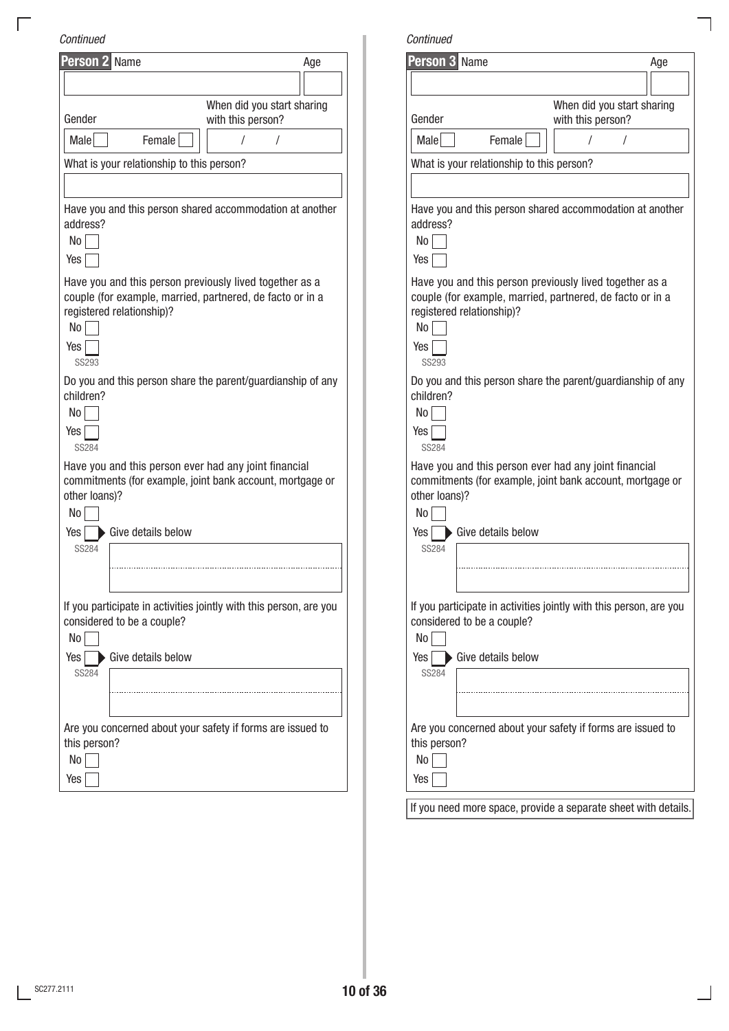*Continued*

**Person 2** Name | Age

Gender

Male ☐ Female ☐

When did you start sharing with this person?

/ /

What is your relationship to this person?

Have you and this person shared accommodation at another address?

No ☐

Yes ☐

Have you and this person previously lived together as a couple (for example, married, partnered, de facto or in a registered relationship)?

No ☐

Yes ☐ SS293

Do you and this person share the parent/guardianship of any children?

No ☐

Yes ☐ SS284

Have you and this person ever had any joint financial commitments (for example, joint bank account, mortgage or other loans)?

No ☐

Yes ☐ ▶ Give details below

SS284

If you participate in activities jointly with this person, are you considered to be a couple?

No ☐

Yes ☐ ▶ Give details below

SS284

Are you concerned about your safety if forms are issued to this person?

No ☐

Yes ☐

*Continued*

**Person 3** Name | Age

Gender

Male ☐ Female ☐

When did you start sharing with this person?

/ /

What is your relationship to this person?

Have you and this person shared accommodation at another address?

No ☐

Yes ☐

Have you and this person previously lived together as a couple (for example, married, partnered, de facto or in a registered relationship)?

No ☐

Yes ☐ SS293

Do you and this person share the parent/guardianship of any children?

No ☐

Yes ☐ SS284

Have you and this person ever had any joint financial commitments (for example, joint bank account, mortgage or other loans)?

No ☐

Yes ☐ ▶ Give details below

SS284

If you participate in activities jointly with this person, are you considered to be a couple?

No ☐

Yes ☐ ▶ Give details below

SS284

Are you concerned about your safety if forms are issued to this person?

No ☐

Yes ☐

If you need more space, provide a separate sheet with details.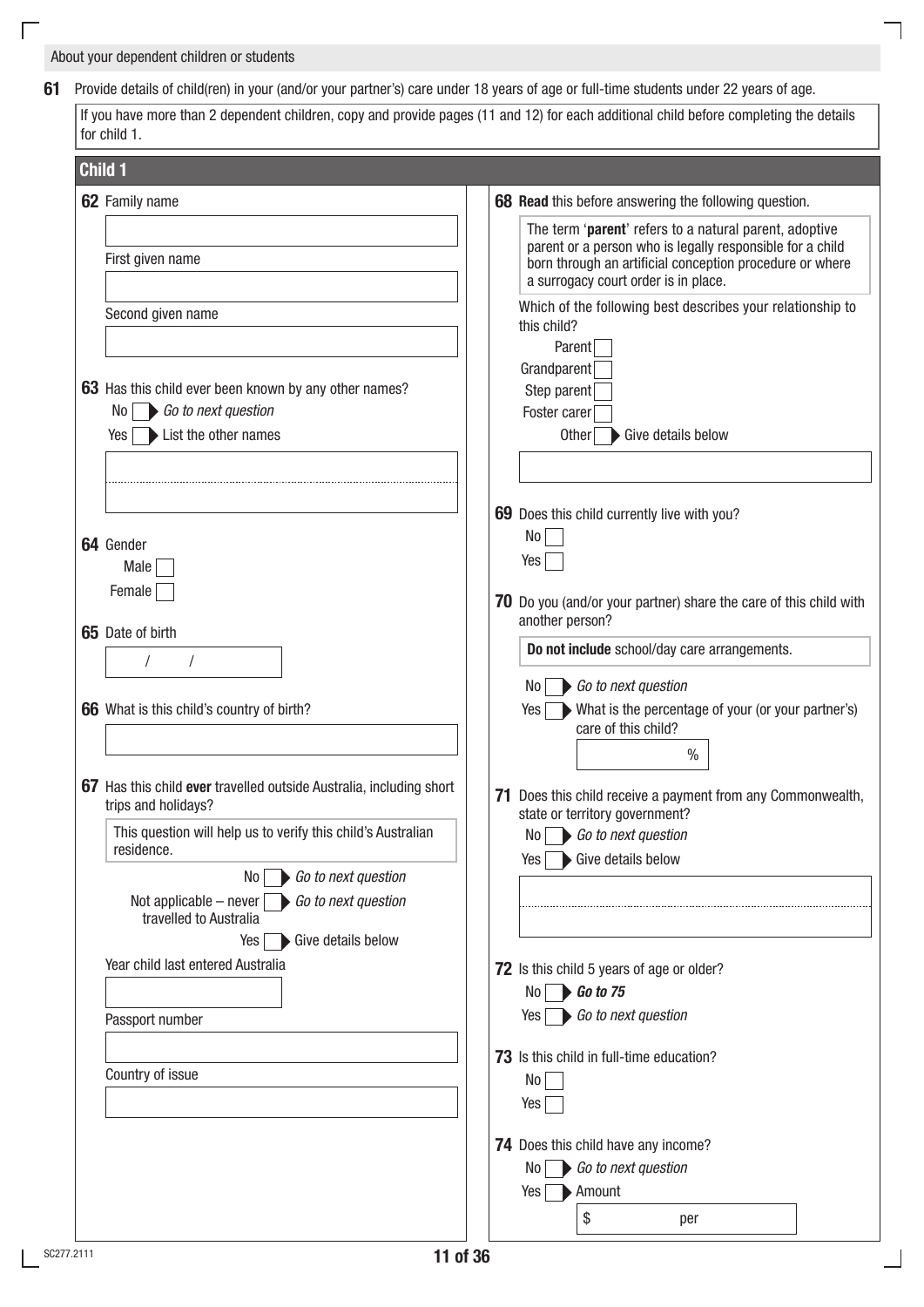About your dependent children or students

**61** Provide details of child(ren) in your (and/or your partner's) care under 18 years of age or full-time students under 22 years of age.

If you have more than 2 dependent children, copy and provide pages (11 and 12) for each additional child before completing the details for child 1.

## Child 1

**62** Family name

First given name

Second given name

**63** Has this child ever been known by any other names?

No ☐ *Go to next question*

Yes ☐ List the other names

**64** Gender

Male ☐

Female ☐

**65** Date of birth

/ /

**66** What is this child's country of birth?

**67** Has this child **ever** travelled outside Australia, including short trips and holidays?

This question will help us to verify this child's Australian residence.

No ☐ *Go to next question*

Not applicable – never travelled to Australia ☐ *Go to next question*

Yes ☐ Give details below

Year child last entered Australia

Passport number

Country of issue

**68** **Read** this before answering the following question.

The term '**parent**' refers to a natural parent, adoptive parent or a person who is legally responsible for a child born through an artificial conception procedure or where a surrogacy court order is in place.

Which of the following best describes your relationship to this child?

Parent ☐

Grandparent ☐

Step parent ☐

Foster carer ☐

Other ☐ Give details below

**69** Does this child currently live with you?

No ☐

Yes ☐

**70** Do you (and/or your partner) share the care of this child with another person?

**Do not include** school/day care arrangements.

No ☐ *Go to next question*

Yes ☐ What is the percentage of your (or your partner's) care of this child?

%

**71** Does this child receive a payment from any Commonwealth, state or territory government?

No ☐ *Go to next question*

Yes ☐ Give details below

**72** Is this child 5 years of age or older?

No ☐ ***Go to 75***

Yes ☐ *Go to next question*

**73** Is this child in full-time education?

No ☐

Yes ☐

**74** Does this child have any income?

No ☐ *Go to next question*

Yes ☐ Amount

$ per

SC277.2111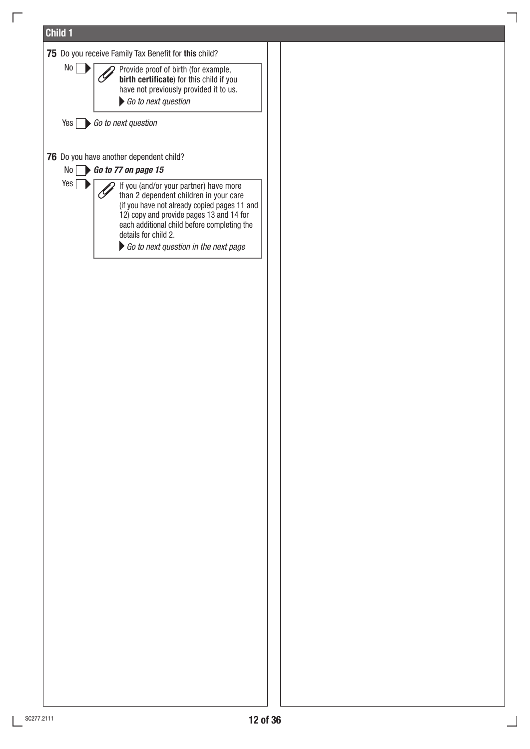## Child 1

**75** Do you receive Family Tax Benefit for **this** child?

No ☐ ▶ Provide proof of birth (for example, **birth certificate**) for this child if you have not previously provided it to us.

▶ *Go to next question*

Yes ☐ ▶ *Go to next question*

**76** Do you have another dependent child?

No ☐ ▶ ***Go to 77 on page 15***

Yes ☐ ▶ If you (and/or your partner) have more than 2 dependent children in your care (if you have not already copied pages 11 and 12) copy and provide pages 13 and 14 for each additional child before completing the details for child 2.

▶ *Go to next question in the next page*

SC277.2111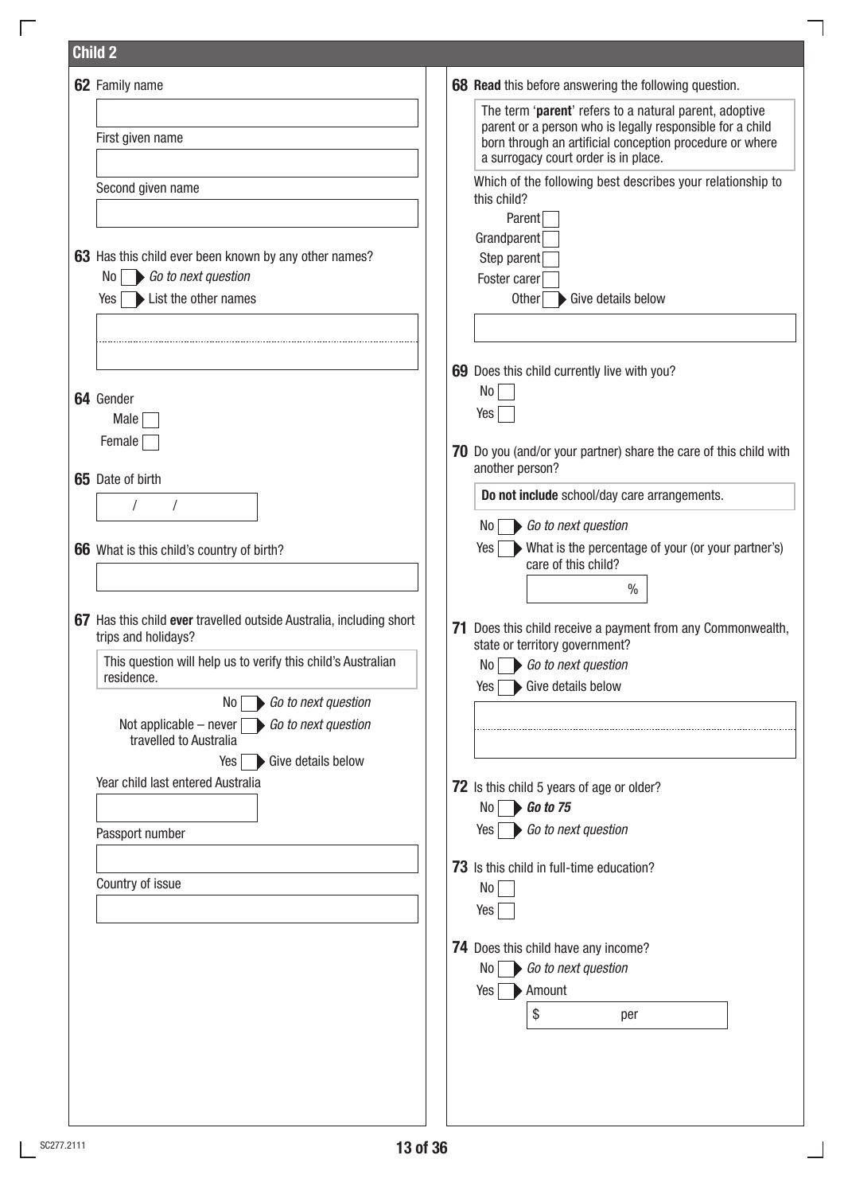## Child 2

**62** Family name

First given name

Second given name

**63** Has this child ever been known by any other names?

No ☐ ▶ *Go to next question*

Yes ☐ ▶ List the other names

**64** Gender

Male ☐

Female ☐

**65** Date of birth

/ /

**66** What is this child's country of birth?

**67** Has this child **ever** travelled outside Australia, including short trips and holidays?

This question will help us to verify this child's Australian residence.

No ☐ ▶ *Go to next question*

Not applicable – never travelled to Australia ☐ ▶ *Go to next question*

Yes ☐ ▶ Give details below

Year child last entered Australia

Passport number

Country of issue

**68 Read** this before answering the following question.

The term '**parent**' refers to a natural parent, adoptive parent or a person who is legally responsible for a child born through an artificial conception procedure or where a surrogacy court order is in place.

Which of the following best describes your relationship to this child?

Parent ☐

Grandparent ☐

Step parent ☐

Foster carer ☐

Other ☐ ▶ Give details below

**69** Does this child currently live with you?

No ☐

Yes ☐

**70** Do you (and/or your partner) share the care of this child with another person?

**Do not include** school/day care arrangements.

No ☐ ▶ *Go to next question*

Yes ☐ ▶ What is the percentage of your (or your partner's) care of this child?

%

**71** Does this child receive a payment from any Commonwealth, state or territory government?

No ☐ ▶ *Go to next question*

Yes ☐ ▶ Give details below

**72** Is this child 5 years of age or older?

No ☐ ▶ ***Go to 75***

Yes ☐ ▶ *Go to next question*

**73** Is this child in full-time education?

No ☐

Yes ☐

**74** Does this child have any income?

No ☐ ▶ *Go to next question*

Yes ☐ ▶ Amount

$ per

SC277.2111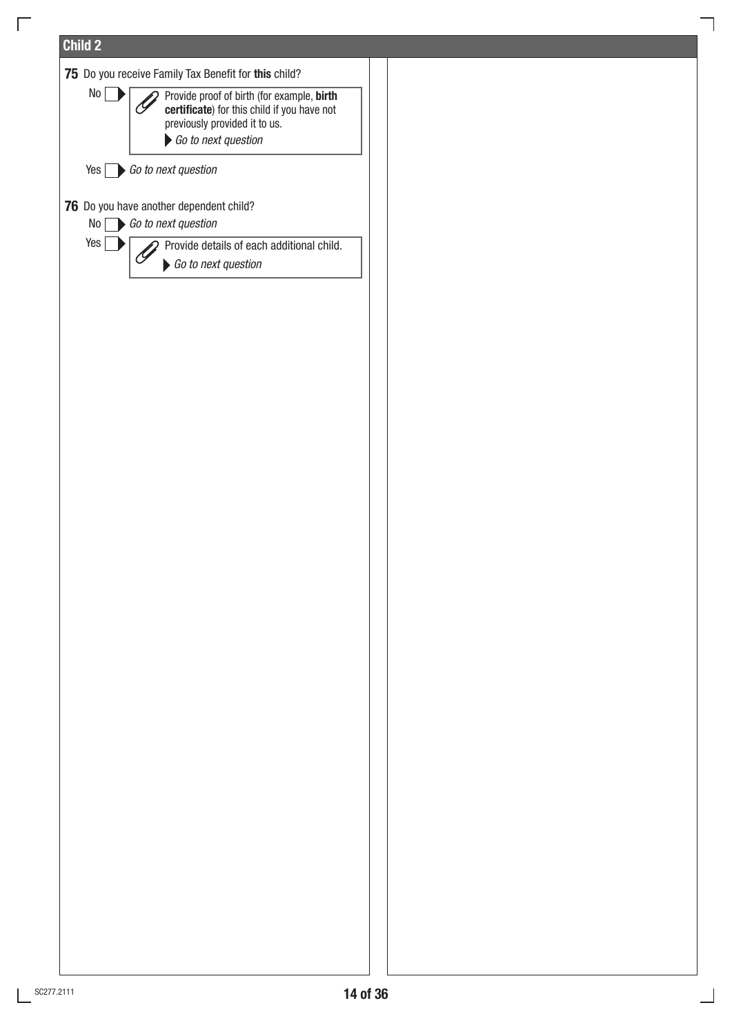## Child 2

**75** Do you receive Family Tax Benefit for **this** child?

No ☐ ▶ Provide proof of birth (for example, **birth certificate**) for this child if you have not previously provided it to us.
*Go to next question*

Yes ☐ ▶ *Go to next question*

**76** Do you have another dependent child?

No ☐ ▶ *Go to next question*

Yes ☐ ▶ Provide details of each additional child.
*Go to next question*

SC277.2111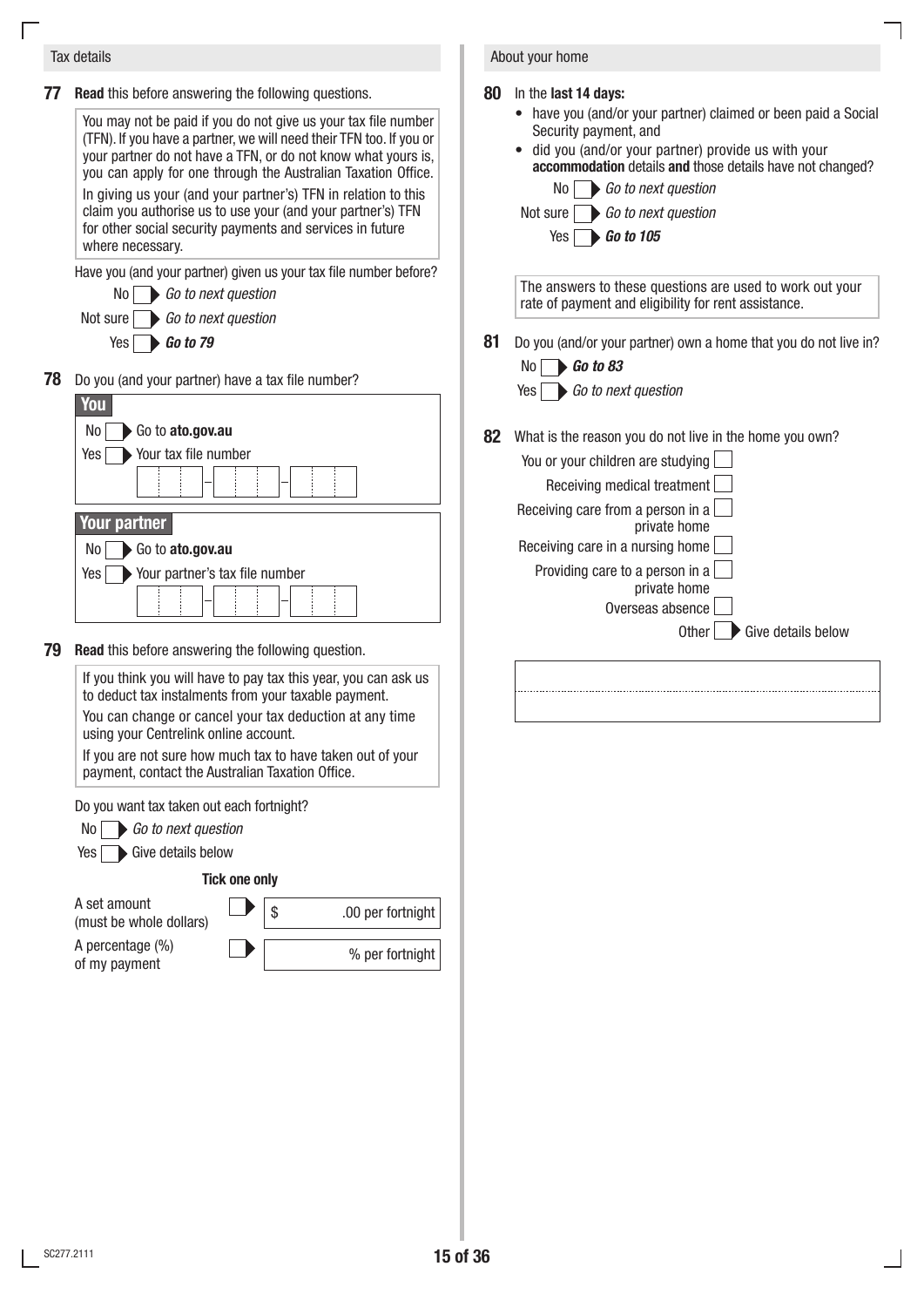## Tax details

**77** **Read** this before answering the following questions.

> You may not be paid if you do not give us your tax file number (TFN). If you have a partner, we will need their TFN too. If you or your partner do not have a TFN, or do not know what yours is, you can apply for one through the Australian Taxation Office.
> In giving us your (and your partner's) TFN in relation to this claim you authorise us to use your (and your partner's) TFN for other social security payments and services in future where necessary.

Have you (and your partner) given us your tax file number before?

- No ☐ *Go to next question*
- Not sure ☐ *Go to next question*
- Yes ☐ ***Go to 79***

**78** Do you (and your partner) have a tax file number?

**You**

- No ☐ Go to **ato.gov.au**
- Yes ☐ Your tax file number

☐☐☐ – ☐☐☐ – ☐☐☐

**Your partner**

- No ☐ Go to **ato.gov.au**
- Yes ☐ Your partner's tax file number

☐☐☐ – ☐☐☐ – ☐☐☐

**79** **Read** this before answering the following question.

> If you think you will have to pay tax this year, you can ask us to deduct tax instalments from your taxable payment.
> You can change or cancel your tax deduction at any time using your Centrelink online account.
> If you are not sure how much tax to have taken out of your payment, contact the Australian Taxation Office.

Do you want tax taken out each fortnight?

- No ☐ *Go to next question*
- Yes ☐ Give details below

**Tick one only**

- A set amount (must be whole dollars) ☐ $ ______ .00 per fortnight
- A percentage (%) of my payment ☐ ______ % per fortnight

## About your home

**80** In the **last 14 days:**

- have you (and/or your partner) claimed or been paid a Social Security payment, and
- did you (and/or your partner) provide us with your **accommodation** details **and** those details have not changed?

- No ☐ *Go to next question*
- Not sure ☐ *Go to next question*
- Yes ☐ ***Go to 105***

> The answers to these questions are used to work out your rate of payment and eligibility for rent assistance.

**81** Do you (and/or your partner) own a home that you do not live in?

- No ☐ ***Go to 83***
- Yes ☐ *Go to next question*

**82** What is the reason you do not live in the home you own?

- You or your children are studying ☐
- Receiving medical treatment ☐
- Receiving care from a person in a private home ☐
- Receiving care in a nursing home ☐
- Providing care to a person in a private home ☐
- Overseas absence ☐
- Other ☐ Give details below

______________________________________

______________________________________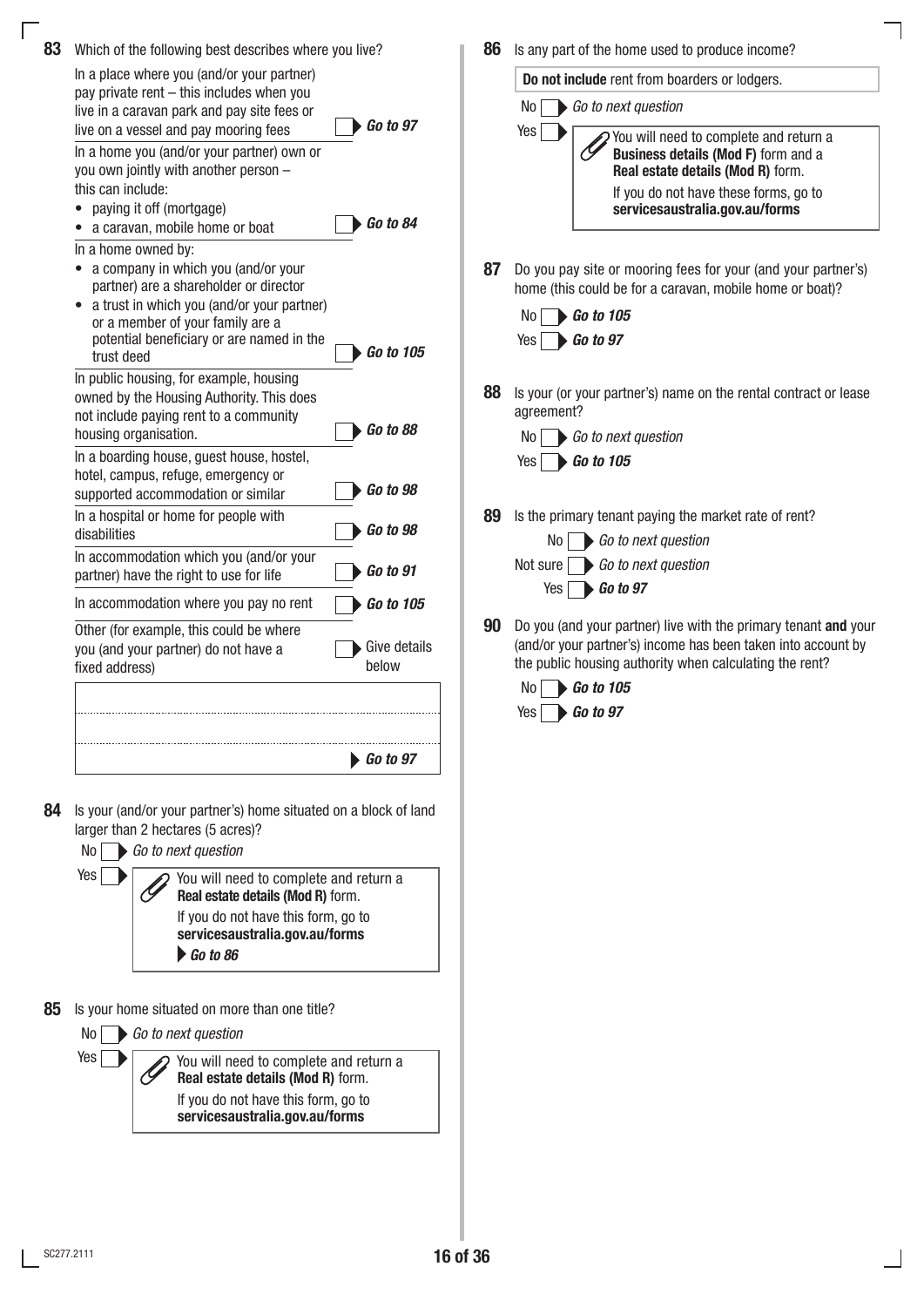**83** Which of the following best describes where you live?

| Option | |
|---|---|
| In a place where you (and/or your partner) pay private rent – this includes when you live in a caravan park and pay site fees or live on a vessel and pay mooring fees | ▶ ***Go to 97*** |
| In a home you (and/or your partner) own or you own jointly with another person – this can include: <br>• paying it off (mortgage) <br>• a caravan, mobile home or boat | ▶ ***Go to 84*** |
| In a home owned by: <br>• a company in which you (and/or your partner) are a shareholder or director <br>• a trust in which you (and/or your partner) or a member of your family are a potential beneficiary or are named in the trust deed | ▶ ***Go to 105*** |
| In public housing, for example, housing owned by the Housing Authority. This does not include paying rent to a community housing organisation. | ▶ ***Go to 88*** |
| In a boarding house, guest house, hostel, hotel, campus, refuge, emergency or supported accommodation or similar | ▶ ***Go to 98*** |
| In a hospital or home for people with disabilities | ▶ ***Go to 98*** |
| In accommodation which you (and/or your partner) have the right to use for life | ▶ ***Go to 91*** |
| In accommodation where you pay no rent | ▶ ***Go to 105*** |
| Other (for example, this could be where you (and your partner) do not have a fixed address) | ▶ Give details below |

▶ ***Go to 97***

**84** Is your (and/or your partner's) home situated on a block of land larger than 2 hectares (5 acres)?

No ▶ *Go to next question*

Yes ▶ You will need to complete and return a **Real estate details (Mod R)** form.
If you do not have this form, go to **servicesaustralia.gov.au/forms**
▶ ***Go to 86***

**85** Is your home situated on more than one title?

No ▶ *Go to next question*

Yes ▶ You will need to complete and return a **Real estate details (Mod R)** form.
If you do not have this form, go to **servicesaustralia.gov.au/forms**

**86** Is any part of the home used to produce income?

**Do not include** rent from boarders or lodgers.

No ▶ *Go to next question*

Yes ▶ You will need to complete and return a **Business details (Mod F)** form and a **Real estate details (Mod R)** form.
If you do not have these forms, go to **servicesaustralia.gov.au/forms**

**87** Do you pay site or mooring fees for your (and your partner's) home (this could be for a caravan, mobile home or boat)?

No ▶ ***Go to 105***

Yes ▶ ***Go to 97***

**88** Is your (or your partner's) name on the rental contract or lease agreement?

No ▶ *Go to next question*

Yes ▶ ***Go to 105***

**89** Is the primary tenant paying the market rate of rent?

No ▶ *Go to next question*

Not sure ▶ *Go to next question*

Yes ▶ ***Go to 97***

**90** Do you (and your partner) live with the primary tenant **and** your (and/or your partner's) income has been taken into account by the public housing authority when calculating the rent?

No ▶ ***Go to 105***

Yes ▶ ***Go to 97***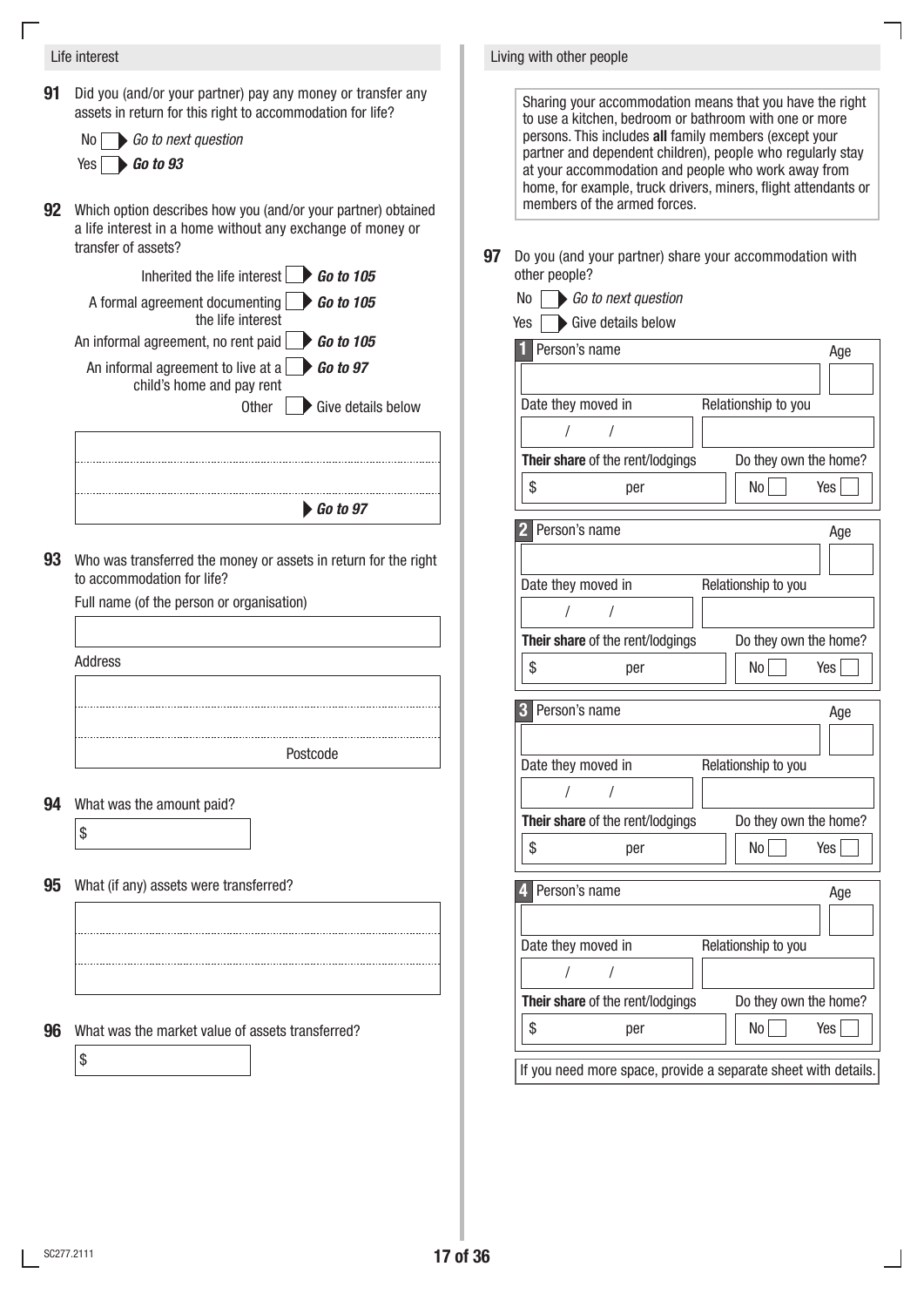## Life interest

**91** Did you (and/or your partner) pay any money or transfer any assets in return for this right to accommodation for life?

- No ☐ *Go to next question*
- Yes ☐ ***Go to 93***

**92** Which option describes how you (and/or your partner) obtained a life interest in a home without any exchange of money or transfer of assets?

- Inherited the life interest ☐ ***Go to 105***
- A formal agreement documenting the life interest ☐ ***Go to 105***
- An informal agreement, no rent paid ☐ ***Go to 105***
- An informal agreement to live at a child's home and pay rent ☐ ***Go to 97***
- Other ☐ Give details below

_______________________________________________

_______________________________________________

_______________________________________________ ***Go to 97***

**93** Who was transferred the money or assets in return for the right to accommodation for life?

Full name (of the person or organisation)

_______________________________________________

Address

_______________________________________________

_______________________________________________

_______________________________________________ Postcode

**94** What was the amount paid?

$ ____________

**95** What (if any) assets were transferred?

_______________________________________________

_______________________________________________

_______________________________________________

**96** What was the market value of assets transferred?

$ ____________

## Living with other people

Sharing your accommodation means that you have the right to use a kitchen, bedroom or bathroom with one or more persons. This includes **all** family members (except your partner and dependent children), people who regularly stay at your accommodation and people who work away from home, for example, truck drivers, miners, flight attendants or members of the armed forces.

**97** Do you (and your partner) share your accommodation with other people?

- No ☐ *Go to next question*
- Yes ☐ Give details below

| | Person's name | Age | Date they moved in | Relationship to you | **Their share** of the rent/lodgings | Do they own the home? |
|---|---|---|---|---|---|---|
| 1 | | | / / | | $ per | No ☐ Yes ☐ |
| 2 | | | / / | | $ per | No ☐ Yes ☐ |
| 3 | | | / / | | $ per | No ☐ Yes ☐ |
| 4 | | | / / | | $ per | No ☐ Yes ☐ |

If you need more space, provide a separate sheet with details.

SC277.2111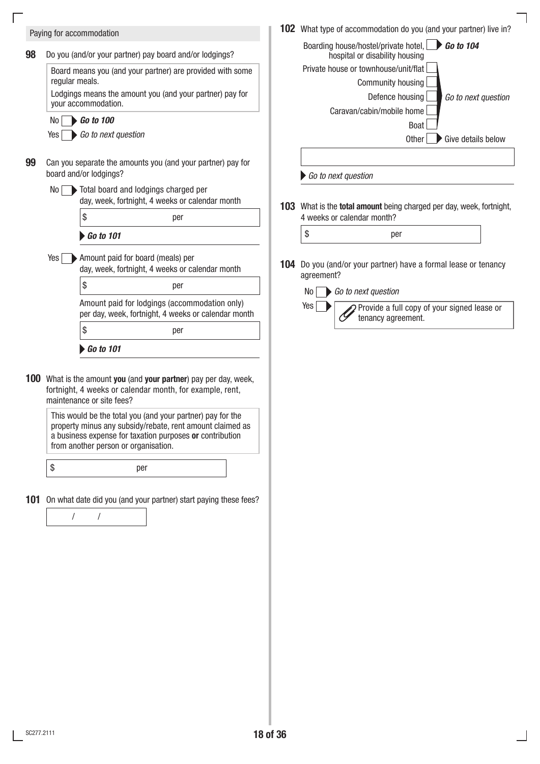## Paying for accommodation

**98** Do you (and/or your partner) pay board and/or lodgings?

> Board means you (and your partner) are provided with some regular meals.
> Lodgings means the amount you (and your partner) pay for your accommodation.

No ☐ ▶ ***Go to 100***
Yes ☐ ▶ *Go to next question*

**99** Can you separate the amounts you (and your partner) pay for board and/or lodgings?

No ☐ ▶ Total board and lodgings charged per day, week, fortnight, 4 weeks or calendar month

$ ________ per ________

▶ ***Go to 101***

Yes ☐ ▶ Amount paid for board (meals) per day, week, fortnight, 4 weeks or calendar month

$ ________ per ________

Amount paid for lodgings (accommodation only) per day, week, fortnight, 4 weeks or calendar month

$ ________ per ________

▶ ***Go to 101***

**100** What is the amount **you** (and **your partner**) pay per day, week, fortnight, 4 weeks or calendar month, for example, rent, maintenance or site fees?

> This would be the total you (and your partner) pay for the property minus any subsidy/rebate, rent amount claimed as a business expense for taxation purposes **or** contribution from another person or organisation.

$ ________ per ________

**101** On what date did you (and your partner) start paying these fees?

/ /

**102** What type of accommodation do you (and your partner) live in?

Boarding house/hostel/private hotel, hospital or disability housing ☐ ▶ ***Go to 104***

Private house or townhouse/unit/flat ☐
Community housing ☐
Defence housing ☐
Caravan/cabin/mobile home ☐
Boat ☐
▶ *Go to next question*

Other ☐ ▶ Give details below

________________________

▶ *Go to next question*

**103** What is the **total amount** being charged per day, week, fortnight, 4 weeks or calendar month?

$ ________ per ________

**104** Do you (and/or your partner) have a formal lease or tenancy agreement?

No ☐ ▶ *Go to next question*
Yes ☐ ▶ Provide a full copy of your signed lease or tenancy agreement.

SC277.2111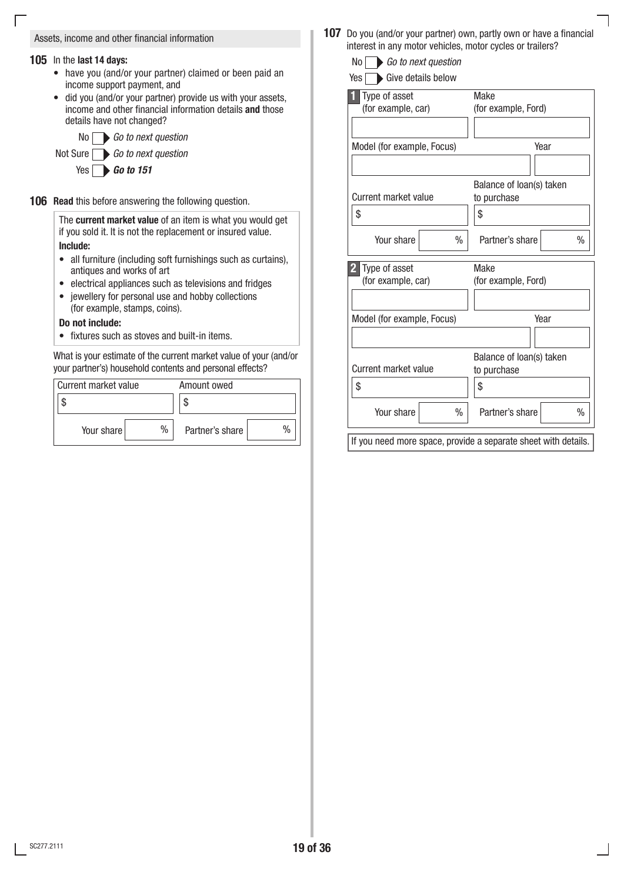## Assets, income and other financial information

**105** In the **last 14 days:**

- have you (and/or your partner) claimed or been paid an income support payment, and
- did you (and/or your partner) provide us with your assets, income and other financial information details **and** those details have not changed?

No ☐ ▶ *Go to next question*

Not Sure ☐ ▶ *Go to next question*

Yes ☐ ▶ ***Go to 151***

**106** **Read** this before answering the following question.

The **current market value** of an item is what you would get if you sold it. It is not the replacement or insured value.

**Include:**

- all furniture (including soft furnishings such as curtains), antiques and works of art
- electrical appliances such as televisions and fridges
- jewellery for personal use and hobby collections (for example, stamps, coins).

**Do not include:**

- fixtures such as stoves and built-in items.

What is your estimate of the current market value of your (and/or your partner's) household contents and personal effects?

| Current market value | Amount owed |
|---|---|
| $ | $ |
| Your share % | Partner's share % |

**107** Do you (and/or your partner) own, partly own or have a financial interest in any motor vehicles, motor cycles or trailers?

No ☐ ▶ *Go to next question*

Yes ☐ ▶ Give details below

**1**

| Type of asset (for example, car) | Make (for example, Ford) |
|---|---|
| | |
| Model (for example, Focus) | Year |
| | |
| Current market value | Balance of loan(s) taken to purchase |
| $ | $ |
| Your share % | Partner's share % |

**2**

| Type of asset (for example, car) | Make (for example, Ford) |
|---|---|
| | |
| Model (for example, Focus) | Year |
| | |
| Current market value | Balance of loan(s) taken to purchase |
| $ | $ |
| Your share % | Partner's share % |

If you need more space, provide a separate sheet with details.

SC277.2111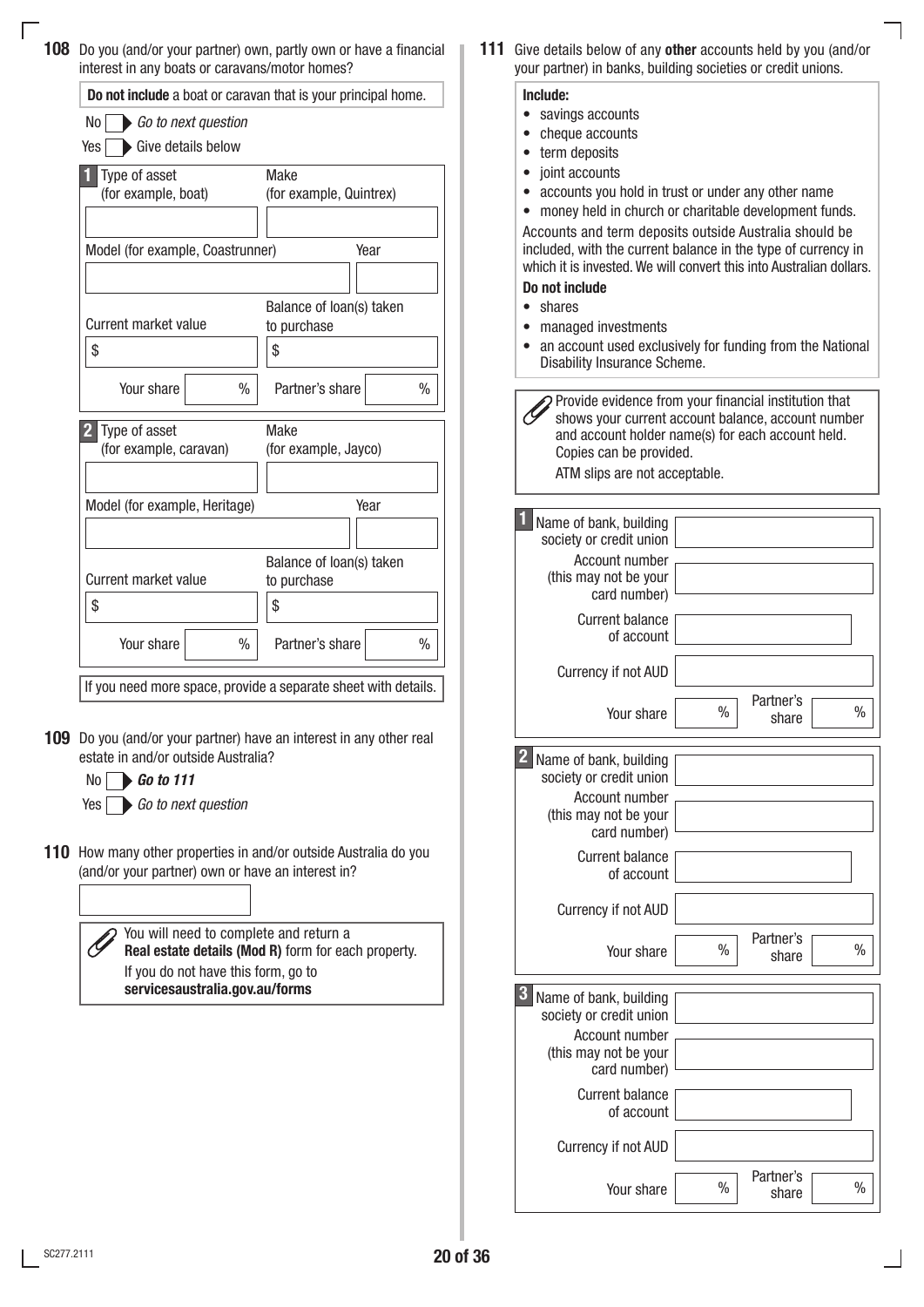**108** Do you (and/or your partner) own, partly own or have a financial interest in any boats or caravans/motor homes?

**Do not include** a boat or caravan that is your principal home.

No ☐ ▶ *Go to next question*

Yes ☐ ▶ Give details below

**1**

| Type of asset (for example, boat) | Make (for example, Quintrex) |
|---|---|
| | |

| Model (for example, Coastrunner) | Year |
|---|---|
| | |

| Current market value | Balance of loan(s) taken to purchase |
|---|---|
| $ | $ |
| Your share % | Partner's share % |

**2**

| Type of asset (for example, caravan) | Make (for example, Jayco) |
|---|---|
| | |

| Model (for example, Heritage) | Year |
|---|---|
| | |

| Current market value | Balance of loan(s) taken to purchase |
|---|---|
| $ | $ |
| Your share % | Partner's share % |

If you need more space, provide a separate sheet with details.

**109** Do you (and/or your partner) have an interest in any other real estate in and/or outside Australia?

No ☐ ▶ ***Go to 111***

Yes ☐ ▶ *Go to next question*

**110** How many other properties in and/or outside Australia do you (and/or your partner) own or have an interest in?

☐

You will need to complete and return a **Real estate details (Mod R)** form for each property.
If you do not have this form, go to **servicesaustralia.gov.au/forms**

**111** Give details below of any **other** accounts held by you (and/or your partner) in banks, building societies or credit unions.

**Include:**

- savings accounts
- cheque accounts
- term deposits
- joint accounts
- accounts you hold in trust or under any other name
- money held in church or charitable development funds.

Accounts and term deposits outside Australia should be included, with the current balance in the type of currency in which it is invested. We will convert this into Australian dollars.

**Do not include**

- shares
- managed investments
- an account used exclusively for funding from the National Disability Insurance Scheme.

Provide evidence from your financial institution that shows your current account balance, account number and account holder name(s) for each account held. Copies can be provided.
ATM slips are not acceptable.

**1**

| | |
|---|---|
| Name of bank, building society or credit union | |
| Account number (this may not be your card number) | |
| Current balance of account | |
| Currency if not AUD | |
| Your share % | Partner's share % |

**2**

| | |
|---|---|
| Name of bank, building society or credit union | |
| Account number (this may not be your card number) | |
| Current balance of account | |
| Currency if not AUD | |
| Your share % | Partner's share % |

**3**

| | |
|---|---|
| Name of bank, building society or credit union | |
| Account number (this may not be your card number) | |
| Current balance of account | |
| Currency if not AUD | |
| Your share % | Partner's share % |

SC277.2111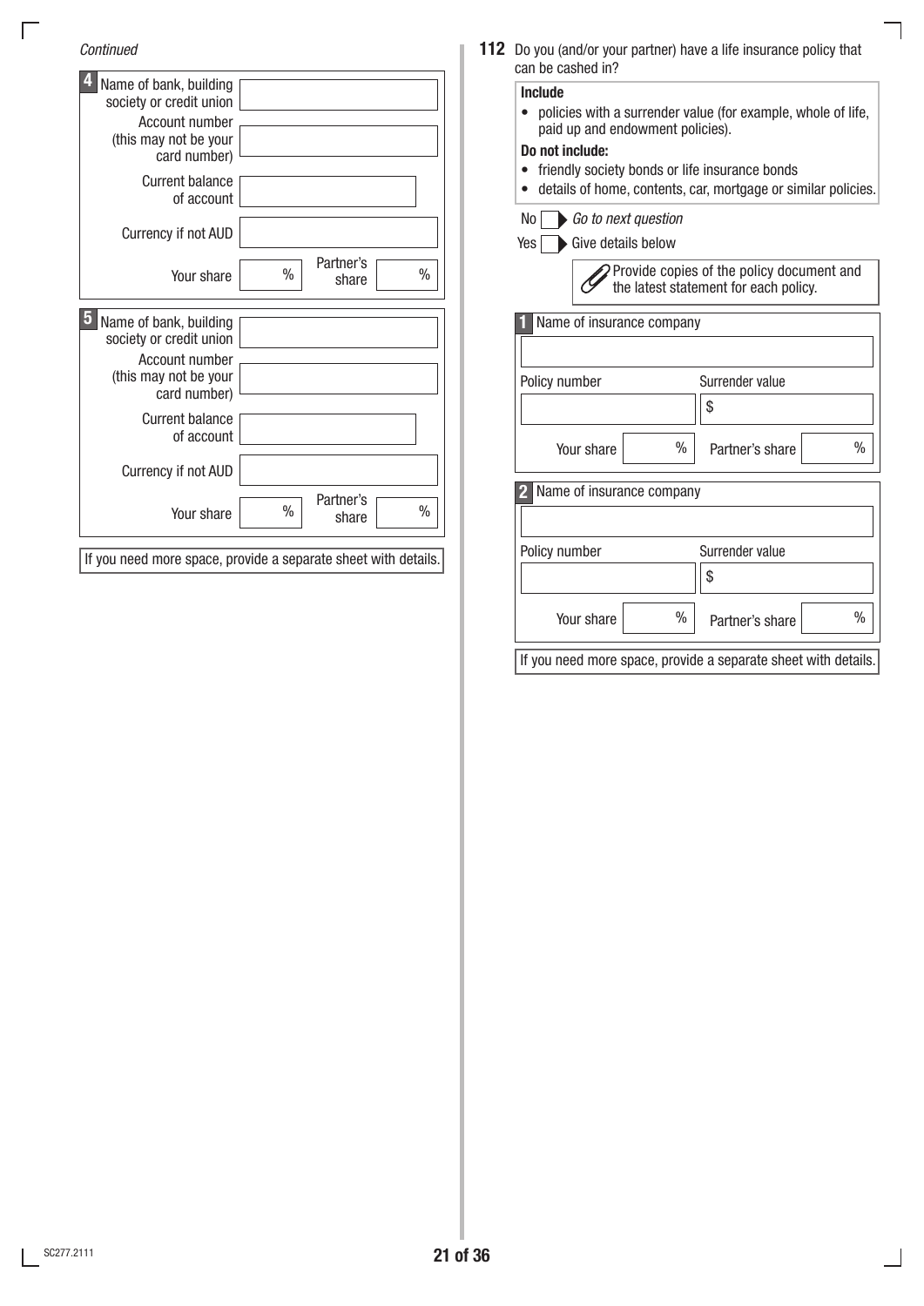*Continued*

**4**

| Name of bank, building society or credit union | |
|---|---|
| Account number (this may not be your card number) | |
| Current balance of account | |
| Currency if not AUD | |
| Your share | % |
| Partner's share | % |

**5**

| Name of bank, building society or credit union | |
|---|---|
| Account number (this may not be your card number) | |
| Current balance of account | |
| Currency if not AUD | |
| Your share | % |
| Partner's share | % |

If you need more space, provide a separate sheet with details.

**112** Do you (and/or your partner) have a life insurance policy that can be cashed in?

**Include**

- policies with a surrender value (for example, whole of life, paid up and endowment policies).

**Do not include:**

- friendly society bonds or life insurance bonds
- details of home, contents, car, mortgage or similar policies.

No ☐ ▶ *Go to next question*

Yes ☐ ▶ Give details below

Provide copies of the policy document and the latest statement for each policy.

**1** Name of insurance company

| Policy number | Surrender value |
|---|---|
| | $ |
| Your share % | Partner's share % |

**2** Name of insurance company

| Policy number | Surrender value |
|---|---|
| | $ |
| Your share % | Partner's share % |

If you need more space, provide a separate sheet with details.

SC277.2111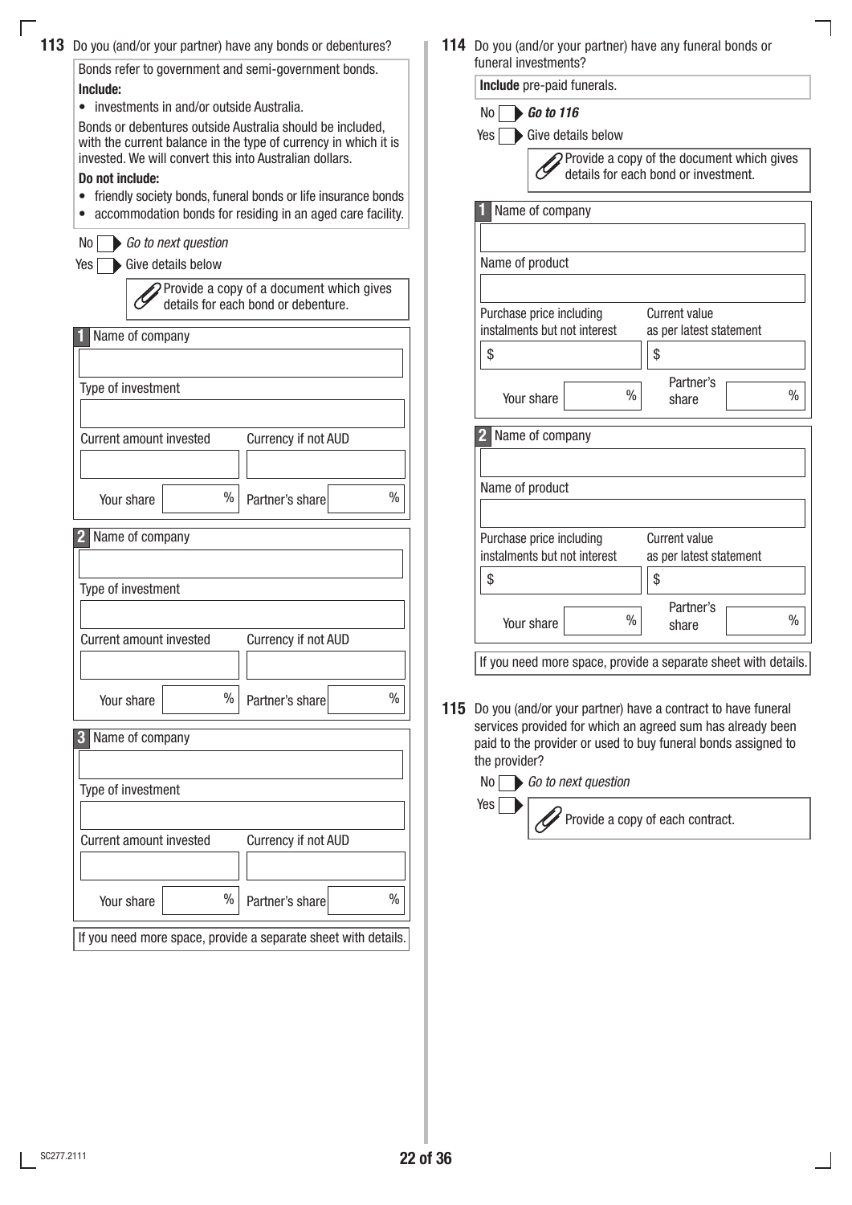**113** Do you (and/or your partner) have any bonds or debentures?

Bonds refer to government and semi-government bonds.

**Include:**

- investments in and/or outside Australia.

Bonds or debentures outside Australia should be included, with the current balance in the type of currency in which it is invested. We will convert this into Australian dollars.

**Do not include:**

- friendly society bonds, funeral bonds or life insurance bonds
- accommodation bonds for residing in an aged care facility.

No ☐ ▶ *Go to next question*

Yes ☐ ▶ Give details below

Provide a copy of a document which gives details for each bond or debenture.

**1** Name of company

Type of investment

| Current amount invested | Currency if not AUD |
| --- | --- |
| | |

Your share ____ % Partner's share ____ %

**2** Name of company

Type of investment

| Current amount invested | Currency if not AUD |
| --- | --- |
| | |

Your share ____ % Partner's share ____ %

**3** Name of company

Type of investment

| Current amount invested | Currency if not AUD |
| --- | --- |
| | |

Your share ____ % Partner's share ____ %

If you need more space, provide a separate sheet with details.

**114** Do you (and/or your partner) have any funeral bonds or funeral investments?

**Include** pre-paid funerals.

No ☐ ▶ ***Go to 116***

Yes ☐ ▶ Give details below

Provide a copy of the document which gives details for each bond or investment.

**1** Name of company

Name of product

| Purchase price including instalments but not interest | Current value as per latest statement |
| --- | --- |
| $ | $ |

Your share ____ % Partner's share ____ %

**2** Name of company

Name of product

| Purchase price including instalments but not interest | Current value as per latest statement |
| --- | --- |
| $ | $ |

Your share ____ % Partner's share ____ %

If you need more space, provide a separate sheet with details.

**115** Do you (and/or your partner) have a contract to have funeral services provided for which an agreed sum has already been paid to the provider or used to buy funeral bonds assigned to the provider?

No ☐ ▶ *Go to next question*

Yes ☐ ▶ Provide a copy of each contract.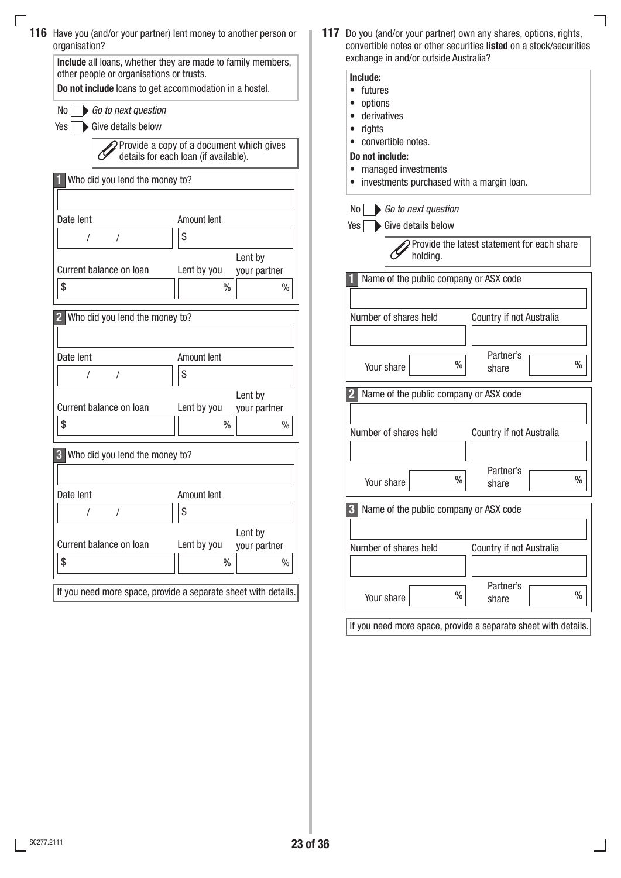**116** Have you (and/or your partner) lent money to another person or organisation?

**Include** all loans, whether they are made to family members, other people or organisations or trusts.

**Do not include** loans to get accommodation in a hostel.

No ☐ ▶ *Go to next question*

Yes ☐ ▶ Give details below

Provide a copy of a document which gives details for each loan (if available).

**1** Who did you lend the money to?

| Date lent | Amount lent | | |
|---|---|---|---|
| / / | $ | | |
| **Current balance on loan** | **Lent by you** | **Lent by your partner** | |
| $ | % | % | |

**2** Who did you lend the money to?

| Date lent | Amount lent | | |
|---|---|---|---|
| / / | $ | | |
| **Current balance on loan** | **Lent by you** | **Lent by your partner** | |
| $ | % | % | |

**3** Who did you lend the money to?

| Date lent | Amount lent | | |
|---|---|---|---|
| / / | $ | | |
| **Current balance on loan** | **Lent by you** | **Lent by your partner** | |
| $ | % | % | |

If you need more space, provide a separate sheet with details.

**117** Do you (and/or your partner) own any shares, options, rights, convertible notes or other securities **listed** on a stock/securities exchange in and/or outside Australia?

**Include:**
- futures
- options
- derivatives
- rights
- convertible notes.

**Do not include:**
- managed investments
- investments purchased with a margin loan.

No ☐ ▶ *Go to next question*

Yes ☐ ▶ Give details below

Provide the latest statement for each share holding.

**1** Name of the public company or ASX code

| Number of shares held | Country if not Australia |
|---|---|
| | |
| Your share % | Partner's share % |

**2** Name of the public company or ASX code

| Number of shares held | Country if not Australia |
|---|---|
| | |
| Your share % | Partner's share % |

**3** Name of the public company or ASX code

| Number of shares held | Country if not Australia |
|---|---|
| | |
| Your share % | Partner's share % |

If you need more space, provide a separate sheet with details.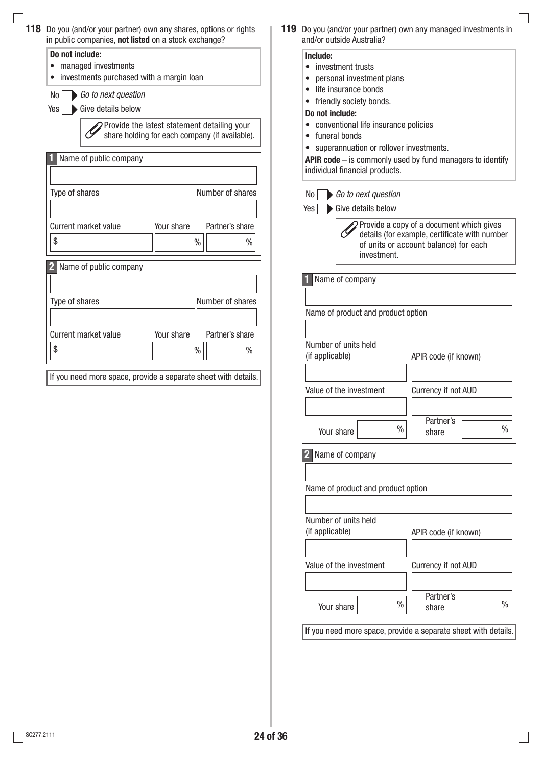**118** Do you (and/or your partner) own any shares, options or rights in public companies, **not listed** on a stock exchange?

**Do not include:**
- managed investments
- investments purchased with a margin loan

No ☐ ▶ *Go to next question*

Yes ☐ ▶ Give details below

Provide the latest statement detailing your share holding for each company (if available).

**1** Name of public company

| Type of shares | Number of shares |
|---|---|
| | |

| Current market value | Your share | Partner's share |
|---|---|---|
| $ | % | % |

**2** Name of public company

| Type of shares | Number of shares |
|---|---|
| | |

| Current market value | Your share | Partner's share |
|---|---|---|
| $ | % | % |

If you need more space, provide a separate sheet with details.

**119** Do you (and/or your partner) own any managed investments in and/or outside Australia?

**Include:**
- investment trusts
- personal investment plans
- life insurance bonds
- friendly society bonds.

**Do not include:**
- conventional life insurance policies
- funeral bonds
- superannuation or rollover investments.

**APIR code** – is commonly used by fund managers to identify individual financial products.

No ☐ ▶ *Go to next question*

Yes ☐ ▶ Give details below

Provide a copy of a document which gives details (for example, certificate with number of units or account balance) for each investment.

**1** Name of company

Name of product and product option

| Number of units held (if applicable) | APIR code (if known) |
|---|---|
| | |

| Value of the investment | Currency if not AUD |
|---|---|
| | |

Your share % Partner's share %

**2** Name of company

Name of product and product option

| Number of units held (if applicable) | APIR code (if known) |
|---|---|
| | |

| Value of the investment | Currency if not AUD |
|---|---|
| | |

Your share % Partner's share %

If you need more space, provide a separate sheet with details.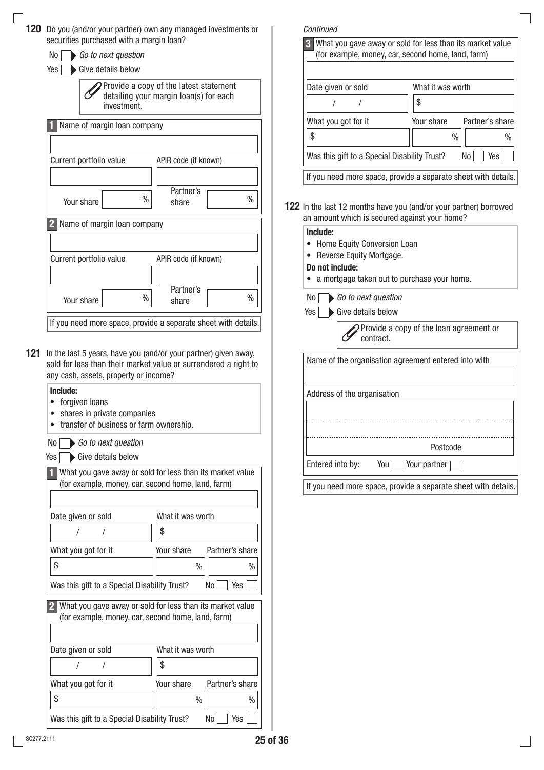**120** Do you (and/or your partner) own any managed investments or securities purchased with a margin loan?

No ☐ *Go to next question*

Yes ☐ Give details below

Provide a copy of the latest statement detailing your margin loan(s) for each investment.

**1** Name of margin loan company

| Current portfolio value | APIR code (if known) |
|---|---|
| | |

Your share % Partner's share %

**2** Name of margin loan company

| Current portfolio value | APIR code (if known) |
|---|---|
| | |

Your share % Partner's share %

If you need more space, provide a separate sheet with details.

**121** In the last 5 years, have you (and/or your partner) given away, sold for less than their market value or surrendered a right to any cash, assets, property or income?

**Include:**

- forgiven loans
- shares in private companies
- transfer of business or farm ownership.

No ☐ *Go to next question*

Yes ☐ Give details below

**1** What you gave away or sold for less than its market value (for example, money, car, second home, land, farm)

| Date given or sold | What it was worth |
|---|---|
| / / | $ |

| What you got for it | Your share | Partner's share |
|---|---|---|
| $ | % | % |

Was this gift to a Special Disability Trust? No ☐ Yes ☐

**2** What you gave away or sold for less than its market value (for example, money, car, second home, land, farm)

| Date given or sold | What it was worth |
|---|---|
| / / | $ |

| What you got for it | Your share | Partner's share |
|---|---|---|
| $ | % | % |

Was this gift to a Special Disability Trust? No ☐ Yes ☐

*Continued*

**3** What you gave away or sold for less than its market value (for example, money, car, second home, land, farm)

| Date given or sold | What it was worth |
|---|---|
| / / | $ |

| What you got for it | Your share | Partner's share |
|---|---|---|
| $ | % | % |

Was this gift to a Special Disability Trust? No ☐ Yes ☐

If you need more space, provide a separate sheet with details.

**122** In the last 12 months have you (and/or your partner) borrowed an amount which is secured against your home?

**Include:**

- Home Equity Conversion Loan
- Reverse Equity Mortgage.

**Do not include:**

- a mortgage taken out to purchase your home.

No ☐ *Go to next question*

Yes ☐ Give details below

Provide a copy of the loan agreement or contract.

Name of the organisation agreement entered into with

Address of the organisation

Postcode

Entered into by: You ☐ Your partner ☐

If you need more space, provide a separate sheet with details.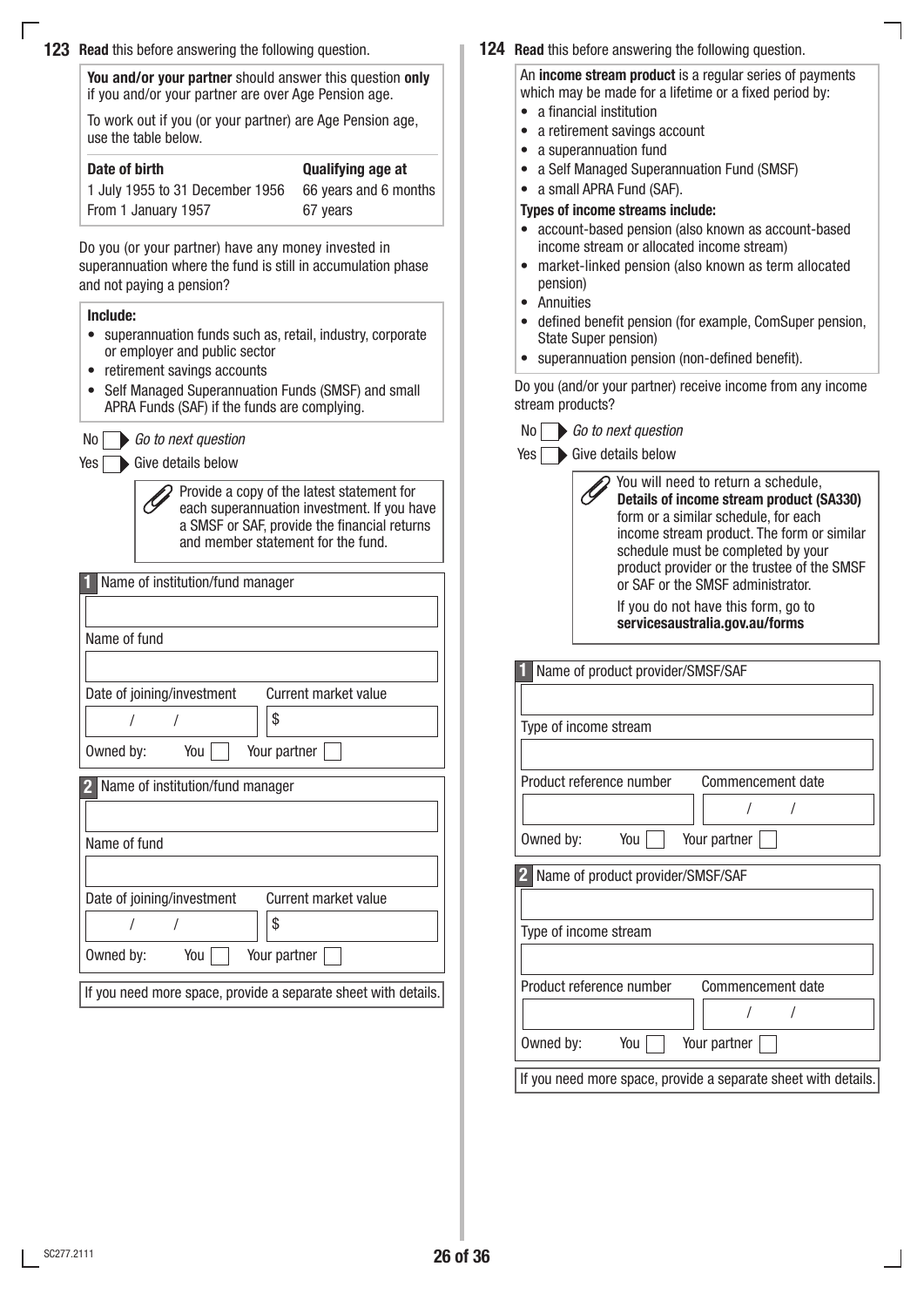**123 Read** this before answering the following question.

**You and/or your partner** should answer this question **only** if you and/or your partner are over Age Pension age.

To work out if you (or your partner) are Age Pension age, use the table below.

| Date of birth | Qualifying age at |
|---|---|
| 1 July 1955 to 31 December 1956 | 66 years and 6 months |
| From 1 January 1957 | 67 years |

Do you (or your partner) have any money invested in superannuation where the fund is still in accumulation phase and not paying a pension?

**Include:**
- superannuation funds such as, retail, industry, corporate or employer and public sector
- retirement savings accounts
- Self Managed Superannuation Funds (SMSF) and small APRA Funds (SAF) if the funds are complying.

No ☐ *Go to next question*

Yes ☐ Give details below

Provide a copy of the latest statement for each superannuation investment. If you have a SMSF or SAF, provide the financial returns and member statement for the fund.

**1** Name of institution/fund manager

Name of fund

Date of joining/investment &nbsp; / &nbsp; / &nbsp;&nbsp; Current market value $

Owned by: You ☐ Your partner ☐

**2** Name of institution/fund manager

Name of fund

Date of joining/investment &nbsp; / &nbsp; / &nbsp;&nbsp; Current market value $

Owned by: You ☐ Your partner ☐

If you need more space, provide a separate sheet with details.

**124 Read** this before answering the following question.

An **income stream product** is a regular series of payments which may be made for a lifetime or a fixed period by:
- a financial institution
- a retirement savings account
- a superannuation fund
- a Self Managed Superannuation Fund (SMSF)
- a small APRA Fund (SAF).

**Types of income streams include:**
- account-based pension (also known as account-based income stream or allocated income stream)
- market-linked pension (also known as term allocated pension)
- Annuities
- defined benefit pension (for example, ComSuper pension, State Super pension)
- superannuation pension (non-defined benefit).

Do you (and/or your partner) receive income from any income stream products?

No ☐ *Go to next question*

Yes ☐ Give details below

You will need to return a schedule, **Details of income stream product (SA330)** form or a similar schedule, for each income stream product. The form or similar schedule must be completed by your product provider or the trustee of the SMSF or SAF or the SMSF administrator.

If you do not have this form, go to **servicesaustralia.gov.au/forms**

**1** Name of product provider/SMSF/SAF

Type of income stream

Product reference number &nbsp;&nbsp; Commencement date &nbsp; / &nbsp; /

Owned by: You ☐ Your partner ☐

**2** Name of product provider/SMSF/SAF

Type of income stream

Product reference number &nbsp;&nbsp; Commencement date &nbsp; / &nbsp; /

Owned by: You ☐ Your partner ☐

If you need more space, provide a separate sheet with details.

SC277.2111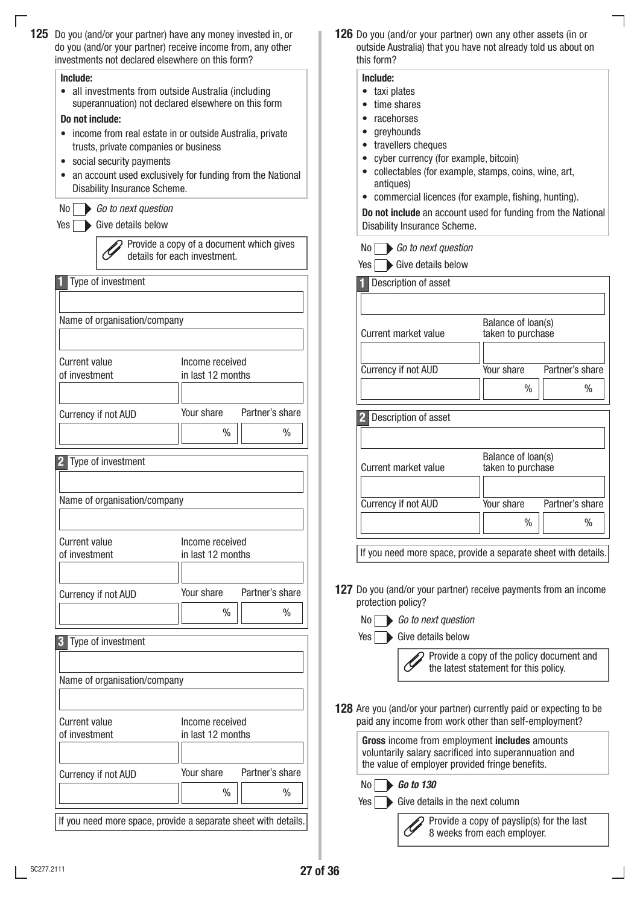**125** Do you (and/or your partner) have any money invested in, or do you (and/or your partner) receive income from, any other investments not declared elsewhere on this form?

**Include:**

- all investments from outside Australia (including superannuation) not declared elsewhere on this form

**Do not include:**

- income from real estate in or outside Australia, private trusts, private companies or business
- social security payments
- an account used exclusively for funding from the National Disability Insurance Scheme.

No ☐ ▶ *Go to next question*

Yes ☐ ▶ Give details below

Provide a copy of a document which gives details for each investment.

**1** Type of investment

Name of organisation/company

| Current value of investment | Income received in last 12 months | |
|---|---|---|
| | | |
| **Currency if not AUD** | **Your share** | **Partner's share** |
| | % | % |

**2** Type of investment

Name of organisation/company

| Current value of investment | Income received in last 12 months | |
|---|---|---|
| | | |
| **Currency if not AUD** | **Your share** | **Partner's share** |
| | % | % |

**3** Type of investment

Name of organisation/company

| Current value of investment | Income received in last 12 months | |
|---|---|---|
| | | |
| **Currency if not AUD** | **Your share** | **Partner's share** |
| | % | % |

If you need more space, provide a separate sheet with details.

**126** Do you (and/or your partner) own any other assets (in or outside Australia) that you have not already told us about on this form?

**Include:**

- taxi plates
- time shares
- racehorses
- greyhounds
- travellers cheques
- cyber currency (for example, bitcoin)
- collectables (for example, stamps, coins, wine, art, antiques)
- commercial licences (for example, fishing, hunting).

**Do not include** an account used for funding from the National Disability Insurance Scheme.

No ☐ ▶ *Go to next question*

Yes ☐ ▶ Give details below

**1** Description of asset

| Current market value | Balance of loan(s) taken to purchase | |
|---|---|---|
| | | |
| **Currency if not AUD** | **Your share** | **Partner's share** |
| | % | % |

**2** Description of asset

| Current market value | Balance of loan(s) taken to purchase | |
|---|---|---|
| | | |
| **Currency if not AUD** | **Your share** | **Partner's share** |
| | % | % |

If you need more space, provide a separate sheet with details.

**127** Do you (and/or your partner) receive payments from an income protection policy?

No ☐ ▶ *Go to next question*

Yes ☐ ▶ Give details below

Provide a copy of the policy document and the latest statement for this policy.

**128** Are you (and/or your partner) currently paid or expecting to be paid any income from work other than self-employment?

**Gross** income from employment **includes** amounts voluntarily salary sacrificed into superannuation and the value of employer provided fringe benefits.

No ☐ ▶ ***Go to 130***

Yes ☐ ▶ Give details in the next column

Provide a copy of payslip(s) for the last 8 weeks from each employer.

SC277.2111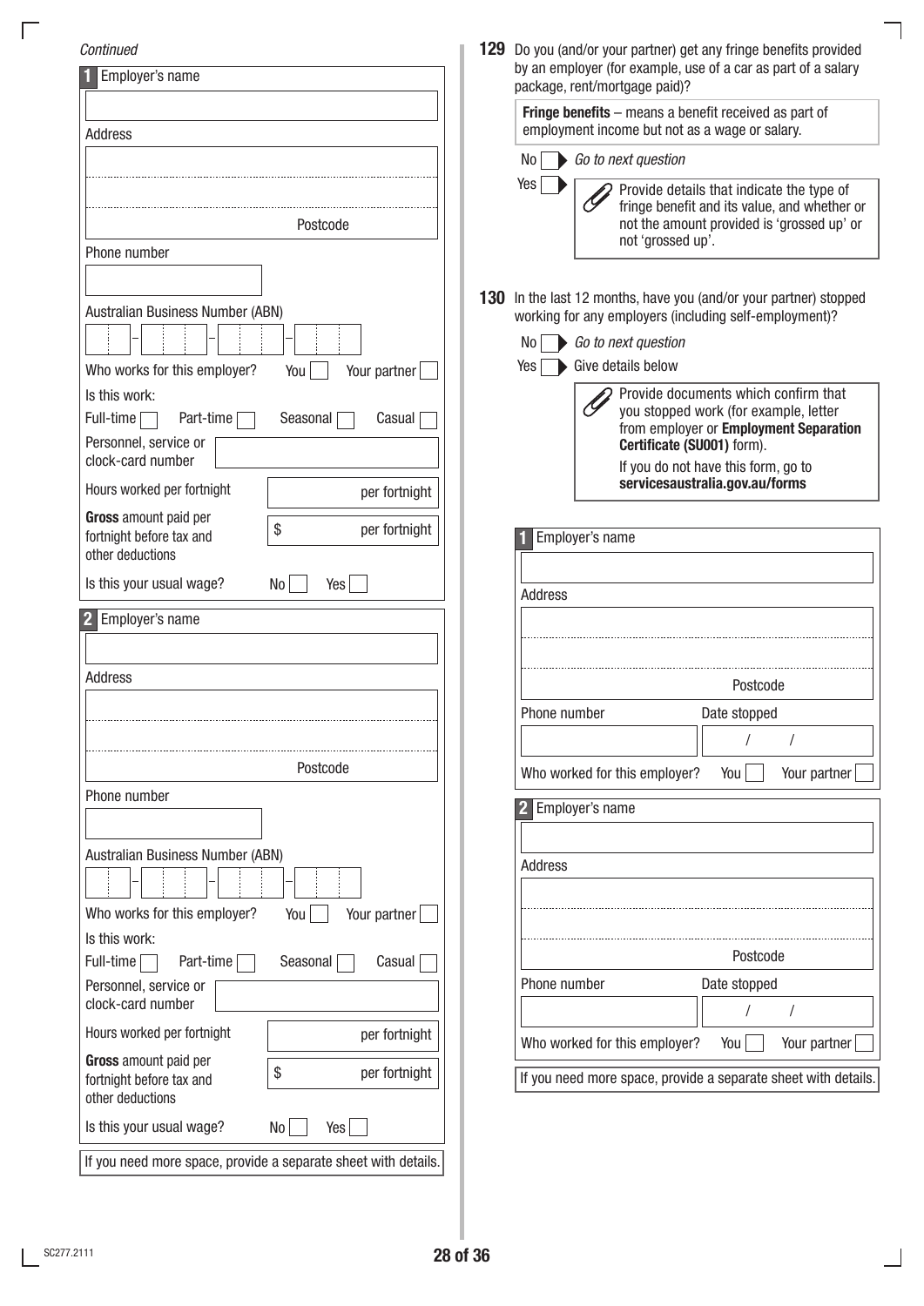*Continued*

**1** Employer's name

Address

Postcode

Phone number

Australian Business Number (ABN)

Who works for this employer? You ☐ Your partner ☐

Is this work:

Full-time ☐ Part-time ☐ Seasonal ☐ Casual ☐

Personnel, service or clock-card number

Hours worked per fortnight per fortnight

**Gross** amount paid per fortnight before tax and other deductions $ per fortnight

Is this your usual wage? No ☐ Yes ☐

**2** Employer's name

Address

Postcode

Phone number

Australian Business Number (ABN)

Who works for this employer? You ☐ Your partner ☐

Is this work:

Full-time ☐ Part-time ☐ Seasonal ☐ Casual ☐

Personnel, service or clock-card number

Hours worked per fortnight per fortnight

**Gross** amount paid per fortnight before tax and other deductions $ per fortnight

Is this your usual wage? No ☐ Yes ☐

If you need more space, provide a separate sheet with details.

**129** Do you (and/or your partner) get any fringe benefits provided by an employer (for example, use of a car as part of a salary package, rent/mortgage paid)?

**Fringe benefits** – means a benefit received as part of employment income but not as a wage or salary.

No ☐ ▶ *Go to next question*

Yes ☐ ▶ Provide details that indicate the type of fringe benefit and its value, and whether or not the amount provided is 'grossed up' or not 'grossed up'.

**130** In the last 12 months, have you (and/or your partner) stopped working for any employers (including self-employment)?

No ☐ ▶ *Go to next question*

Yes ☐ ▶ Give details below

Provide documents which confirm that you stopped work (for example, letter from employer or **Employment Separation Certificate (SU001)** form).

If you do not have this form, go to **servicesaustralia.gov.au/forms**

**1** Employer's name

Address

Postcode

Phone number

Date stopped / /

Who worked for this employer? You ☐ Your partner ☐

**2** Employer's name

Address

Postcode

Phone number

Date stopped / /

Who worked for this employer? You ☐ Your partner ☐

If you need more space, provide a separate sheet with details.

SC277.2111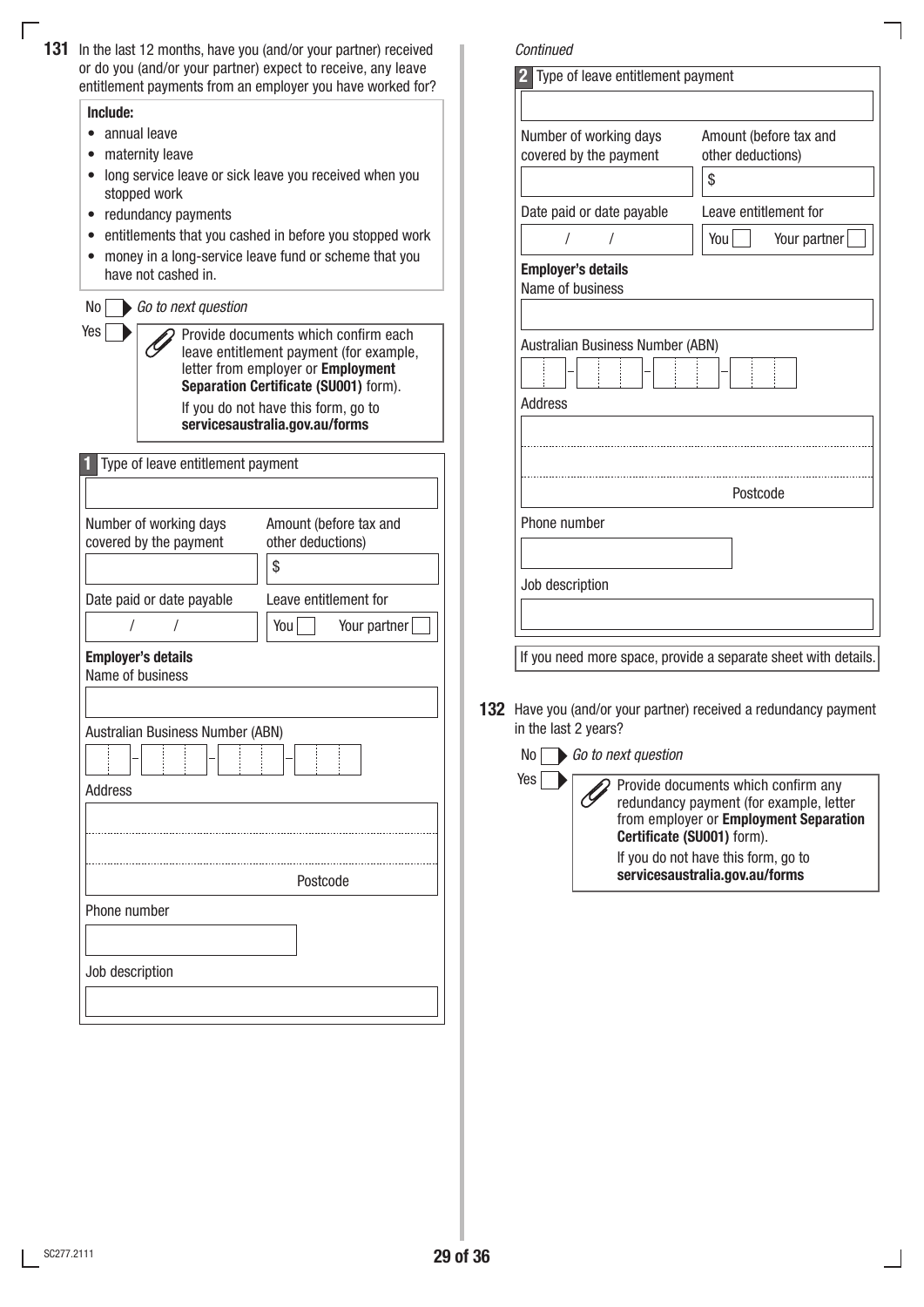**131** In the last 12 months, have you (and/or your partner) received or do you (and/or your partner) expect to receive, any leave entitlement payments from an employer you have worked for?

**Include:**

- annual leave
- maternity leave
- long service leave or sick leave you received when you stopped work
- redundancy payments
- entitlements that you cashed in before you stopped work
- money in a long-service leave fund or scheme that you have not cashed in.

No ☐ *Go to next question*

Yes ☐ Provide documents which confirm each leave entitlement payment (for example, letter from employer or **Employment Separation Certificate (SU001)** form).
If you do not have this form, go to **servicesaustralia.gov.au/forms**

**1** Type of leave entitlement payment

Number of working days covered by the payment

Amount (before tax and other deductions) $

Date paid or date payable / /

Leave entitlement for You ☐ Your partner ☐

**Employer's details**

Name of business

Australian Business Number (ABN)

Address

Postcode

Phone number

Job description

*Continued*

**2** Type of leave entitlement payment

Number of working days covered by the payment

Amount (before tax and other deductions) $

Date paid or date payable / /

Leave entitlement for You ☐ Your partner ☐

**Employer's details**

Name of business

Australian Business Number (ABN)

Address

Postcode

Phone number

Job description

If you need more space, provide a separate sheet with details.

**132** Have you (and/or your partner) received a redundancy payment in the last 2 years?

No ☐ *Go to next question*

Yes ☐ Provide documents which confirm any redundancy payment (for example, letter from employer or **Employment Separation Certificate (SU001)** form).
If you do not have this form, go to **servicesaustralia.gov.au/forms**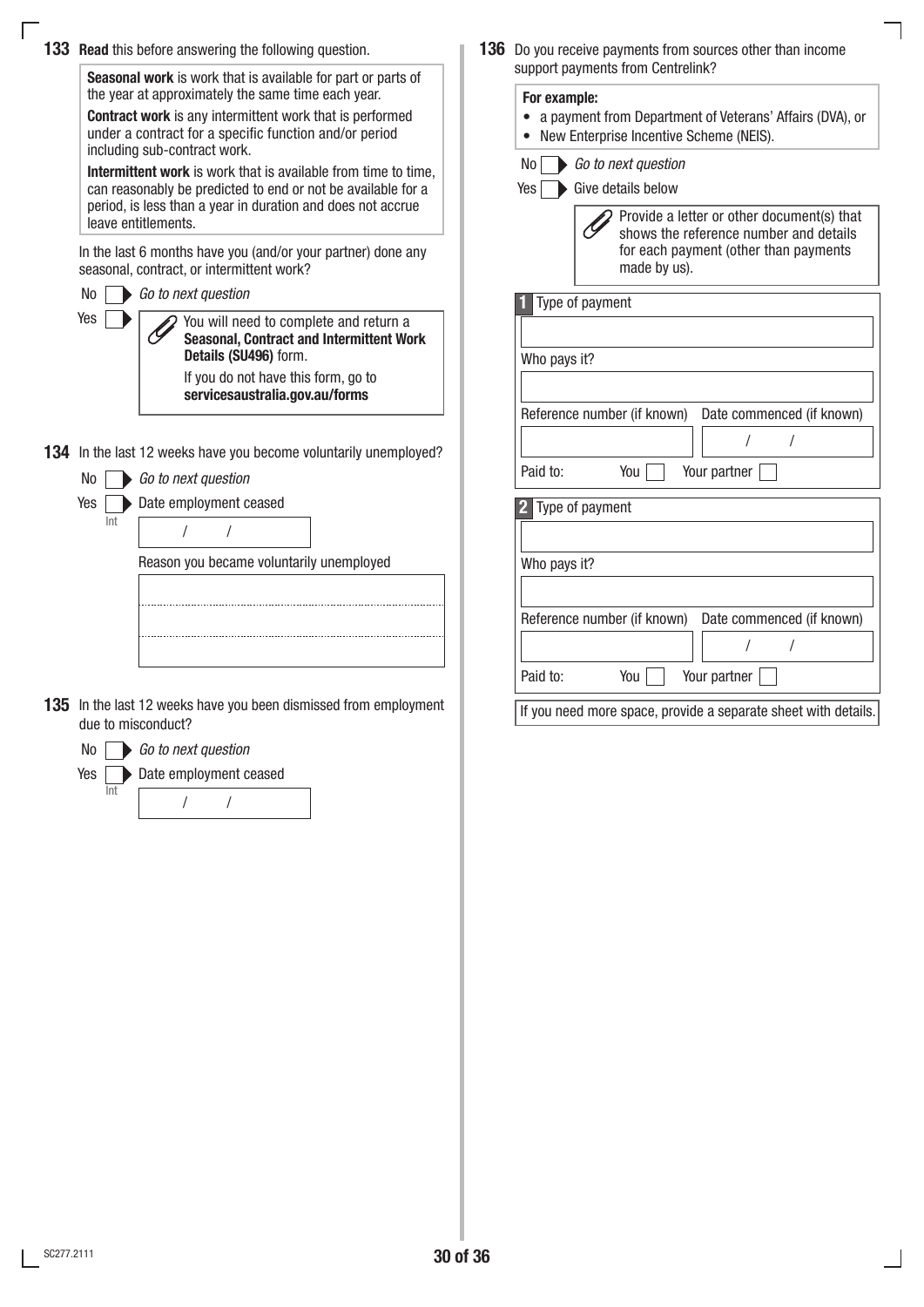**133** **Read** this before answering the following question.

> **Seasonal work** is work that is available for part or parts of the year at approximately the same time each year.
>
> **Contract work** is any intermittent work that is performed under a contract for a specific function and/or period including sub-contract work.
>
> **Intermittent work** is work that is available from time to time, can reasonably be predicted to end or not be available for a period, is less than a year in duration and does not accrue leave entitlements.

In the last 6 months have you (and/or your partner) done any seasonal, contract, or intermittent work?

- No ☐ ▶ *Go to next question*
- Yes ☐ ▶ You will need to complete and return a **Seasonal, Contract and Intermittent Work Details (SU496)** form.
  If you do not have this form, go to **servicesaustralia.gov.au/forms**

**134** In the last 12 weeks have you become voluntarily unemployed?

- No ☐ ▶ *Go to next question*
- Yes ☐ ▶ Date employment ceased

  Int

  ____ / ____ / ____

  Reason you became voluntarily unemployed

  ______________________________

  ______________________________

  ______________________________

**135** In the last 12 weeks have you been dismissed from employment due to misconduct?

- No ☐ ▶ *Go to next question*
- Yes ☐ ▶ Date employment ceased

  Int

  ____ / ____ / ____

**136** Do you receive payments from sources other than income support payments from Centrelink?

> **For example:**
> - a payment from Department of Veterans' Affairs (DVA), or
> - New Enterprise Incentive Scheme (NEIS).

- No ☐ ▶ *Go to next question*
- Yes ☐ ▶ Give details below

  Provide a letter or other document(s) that shows the reference number and details for each payment (other than payments made by us).

**1** Type of payment

______________________________

Who pays it?

______________________________

Reference number (if known) ______________ Date commenced (if known) ____ / ____ / ____

Paid to: You ☐ Your partner ☐

**2** Type of payment

______________________________

Who pays it?

______________________________

Reference number (if known) ______________ Date commenced (if known) ____ / ____ / ____

Paid to: You ☐ Your partner ☐

If you need more space, provide a separate sheet with details.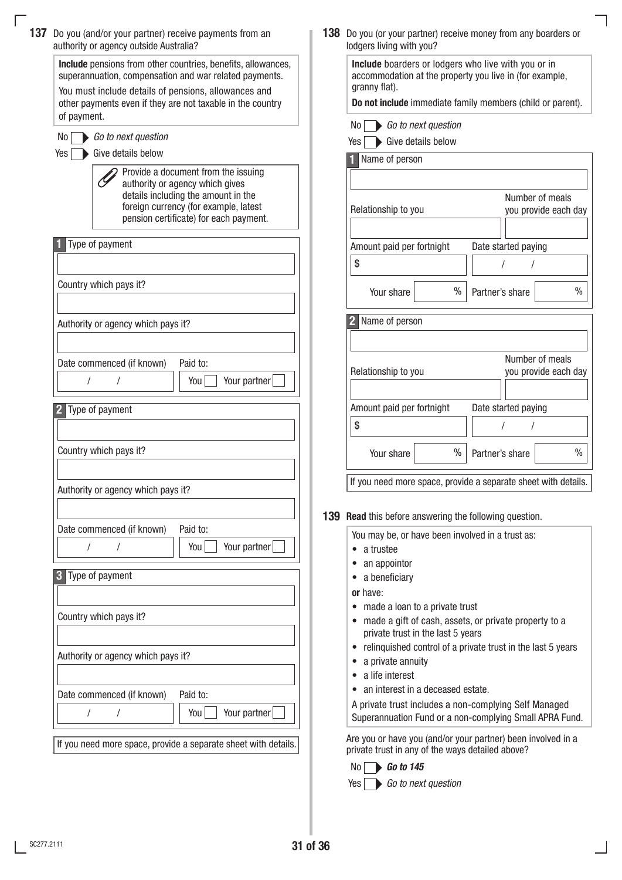**137** Do you (and/or your partner) receive payments from an authority or agency outside Australia?

> **Include** pensions from other countries, benefits, allowances, superannuation, compensation and war related payments.
>
> You must include details of pensions, allowances and other payments even if they are not taxable in the country of payment.

No ☐ ▶ *Go to next question*

Yes ☐ ▶ Give details below

> Provide a document from the issuing authority or agency which gives details including the amount in the foreign currency (for example, latest pension certificate) for each payment.

**1** Type of payment

Country which pays it?

Authority or agency which pays it?

Date commenced (if known) &nbsp; / &nbsp; / &nbsp;&nbsp; Paid to: You ☐ Your partner ☐

**2** Type of payment

Country which pays it?

Authority or agency which pays it?

Date commenced (if known) &nbsp; / &nbsp; / &nbsp;&nbsp; Paid to: You ☐ Your partner ☐

**3** Type of payment

Country which pays it?

Authority or agency which pays it?

Date commenced (if known) &nbsp; / &nbsp; / &nbsp;&nbsp; Paid to: You ☐ Your partner ☐

If you need more space, provide a separate sheet with details.

**138** Do you (or your partner) receive money from any boarders or lodgers living with you?

> **Include** boarders or lodgers who live with you or in accommodation at the property you live in (for example, granny flat).
>
> **Do not include** immediate family members (child or parent).

No ☐ ▶ *Go to next question*

Yes ☐ ▶ Give details below

**1** Name of person

Relationship to you &nbsp;&nbsp; Number of meals you provide each day

Amount paid per fortnight $ &nbsp;&nbsp; Date started paying &nbsp; / &nbsp; /

Your share % &nbsp;&nbsp; Partner's share %

**2** Name of person

Relationship to you &nbsp;&nbsp; Number of meals you provide each day

Amount paid per fortnight $ &nbsp;&nbsp; Date started paying &nbsp; / &nbsp; /

Your share % &nbsp;&nbsp; Partner's share %

If you need more space, provide a separate sheet with details.

**139** **Read** this before answering the following question.

> You may be, or have been involved in a trust as:
>
> - a trustee
> - an appointor
> - a beneficiary
>
> **or** have:
>
> - made a loan to a private trust
> - made a gift of cash, assets, or private property to a private trust in the last 5 years
> - relinquished control of a private trust in the last 5 years
> - a private annuity
> - a life interest
> - an interest in a deceased estate.
>
> A private trust includes a non-complying Self Managed Superannuation Fund or a non-complying Small APRA Fund.

Are you or have you (and/or your partner) been involved in a private trust in any of the ways detailed above?

No ☐ ▶ ***Go to 145***

Yes ☐ ▶ *Go to next question*

SC277.2111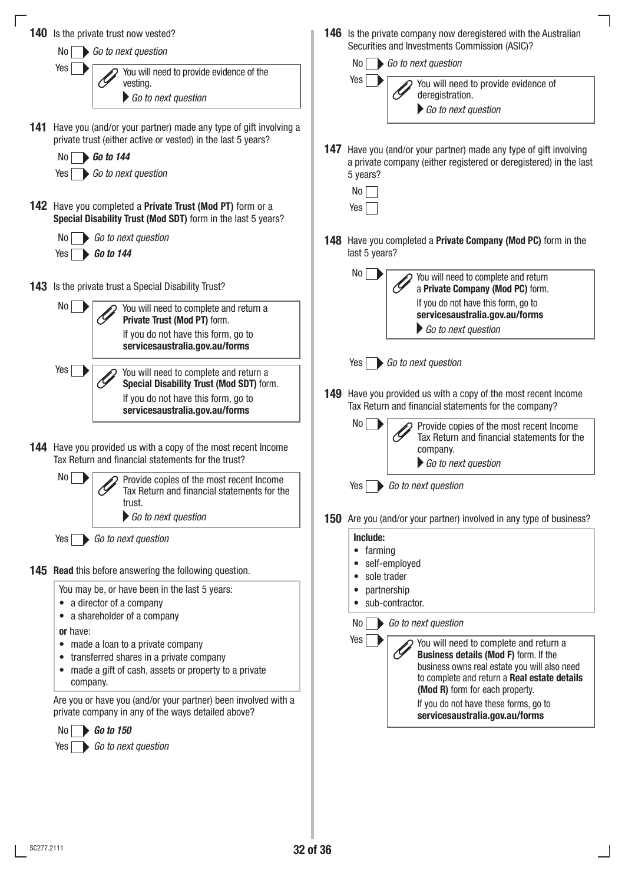**140** Is the private trust now vested?

No ☐ ▶ *Go to next question*

Yes ☐ ▶ You will need to provide evidence of the vesting.
▶ *Go to next question*

**141** Have you (and/or your partner) made any type of gift involving a private trust (either active or vested) in the last 5 years?

No ☐ ▶ ***Go to 144***

Yes ☐ ▶ *Go to next question*

**142** Have you completed a **Private Trust (Mod PT)** form or a **Special Disability Trust (Mod SDT)** form in the last 5 years?

No ☐ ▶ *Go to next question*

Yes ☐ ▶ ***Go to 144***

**143** Is the private trust a Special Disability Trust?

No ☐ ▶ You will need to complete and return a **Private Trust (Mod PT)** form.
If you do not have this form, go to **servicesaustralia.gov.au/forms**

Yes ☐ ▶ You will need to complete and return a **Special Disability Trust (Mod SDT)** form.
If you do not have this form, go to **servicesaustralia.gov.au/forms**

**144** Have you provided us with a copy of the most recent Income Tax Return and financial statements for the trust?

No ☐ ▶ Provide copies of the most recent Income Tax Return and financial statements for the trust.
▶ *Go to next question*

Yes ☐ ▶ *Go to next question*

**145** **Read** this before answering the following question.

You may be, or have been in the last 5 years:
- a director of a company
- a shareholder of a company

**or** have:
- made a loan to a private company
- transferred shares in a private company
- made a gift of cash, assets or property to a private company.

Are you or have you (and/or your partner) been involved with a private company in any of the ways detailed above?

No ☐ ▶ ***Go to 150***

Yes ☐ ▶ *Go to next question*

**146** Is the private company now deregistered with the Australian Securities and Investments Commission (ASIC)?

No ☐ ▶ *Go to next question*

Yes ☐ ▶ You will need to provide evidence of deregistration.
▶ *Go to next question*

**147** Have you (and/or your partner) made any type of gift involving a private company (either registered or deregistered) in the last 5 years?

No ☐

Yes ☐

**148** Have you completed a **Private Company (Mod PC)** form in the last 5 years?

No ☐ ▶ You will need to complete and return a **Private Company (Mod PC)** form.
If you do not have this form, go to **servicesaustralia.gov.au/forms**
▶ *Go to next question*

Yes ☐ ▶ *Go to next question*

**149** Have you provided us with a copy of the most recent Income Tax Return and financial statements for the company?

No ☐ ▶ Provide copies of the most recent Income Tax Return and financial statements for the company.
▶ *Go to next question*

Yes ☐ ▶ *Go to next question*

**150** Are you (and/or your partner) involved in any type of business?

**Include:**
- farming
- self-employed
- sole trader
- partnership
- sub-contractor.

No ☐ ▶ *Go to next question*

Yes ☐ ▶ You will need to complete and return a **Business details (Mod F)** form. If the business owns real estate you will also need to complete and return a **Real estate details (Mod R)** form for each property.
If you do not have these forms, go to **servicesaustralia.gov.au/forms**

SC277.2111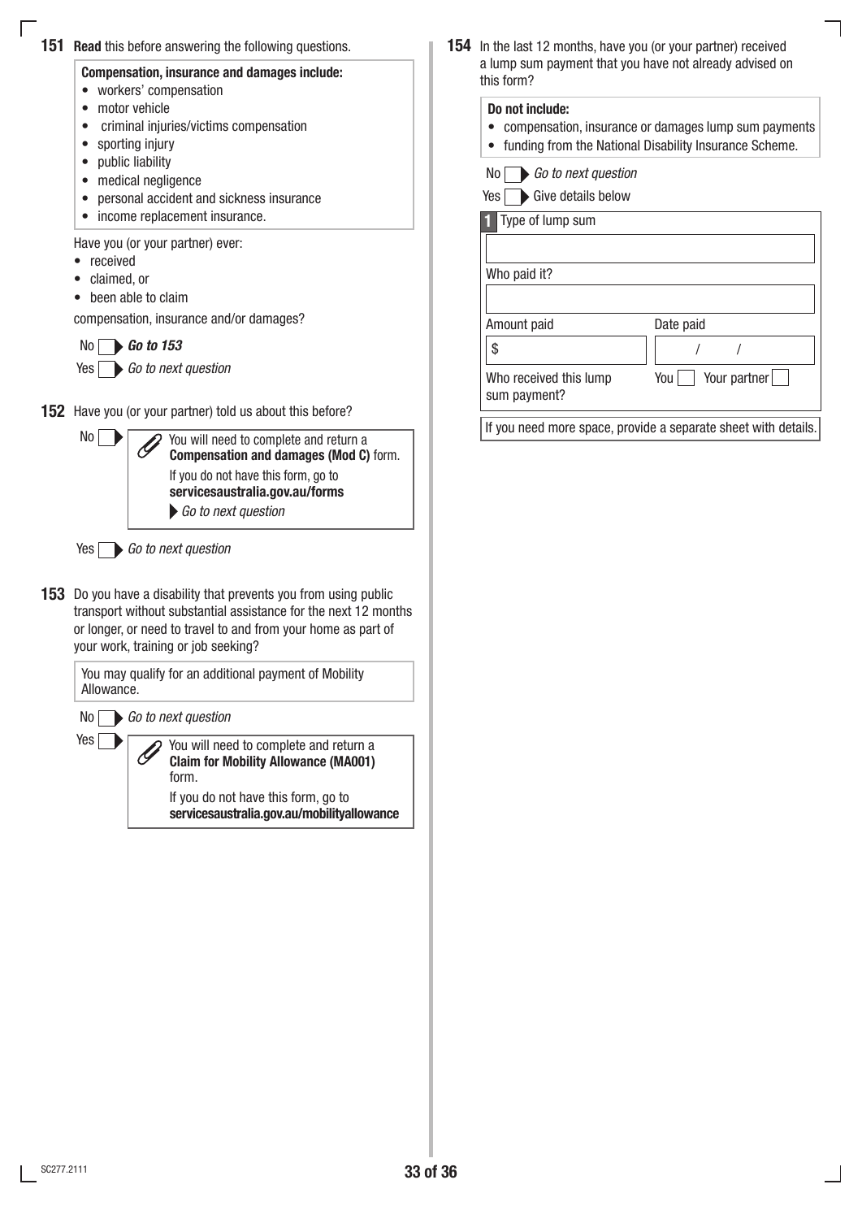**151** **Read** this before answering the following questions.

> **Compensation, insurance and damages include:**
> - workers' compensation
> - motor vehicle
> - criminal injuries/victims compensation
> - sporting injury
> - public liability
> - medical negligence
> - personal accident and sickness insurance
> - income replacement insurance.

Have you (or your partner) ever:
- received
- claimed, or
- been able to claim

compensation, insurance and/or damages?

No ☐ ▶ ***Go to 153***

Yes ☐ ▶ *Go to next question*

**152** Have you (or your partner) told us about this before?

No ☐ ▶ You will need to complete and return a **Compensation and damages (Mod C)** form.
If you do not have this form, go to **servicesaustralia.gov.au/forms**
▶ *Go to next question*

Yes ☐ ▶ *Go to next question*

**153** Do you have a disability that prevents you from using public transport without substantial assistance for the next 12 months or longer, or need to travel to and from your home as part of your work, training or job seeking?

> You may qualify for an additional payment of Mobility Allowance.

No ☐ ▶ *Go to next question*

Yes ☐ ▶ You will need to complete and return a **Claim for Mobility Allowance (MA001)** form.
If you do not have this form, go to **servicesaustralia.gov.au/mobilityallowance**

**154** In the last 12 months, have you (or your partner) received a lump sum payment that you have not already advised on this form?

> **Do not include:**
> - compensation, insurance or damages lump sum payments
> - funding from the National Disability Insurance Scheme.

No ☐ ▶ *Go to next question*

Yes ☐ ▶ Give details below

**1** Type of lump sum

Who paid it?

| Amount paid | Date paid |
|---|---|
| $ | / / |

Who received this lump sum payment? You ☐ Your partner ☐

If you need more space, provide a separate sheet with details.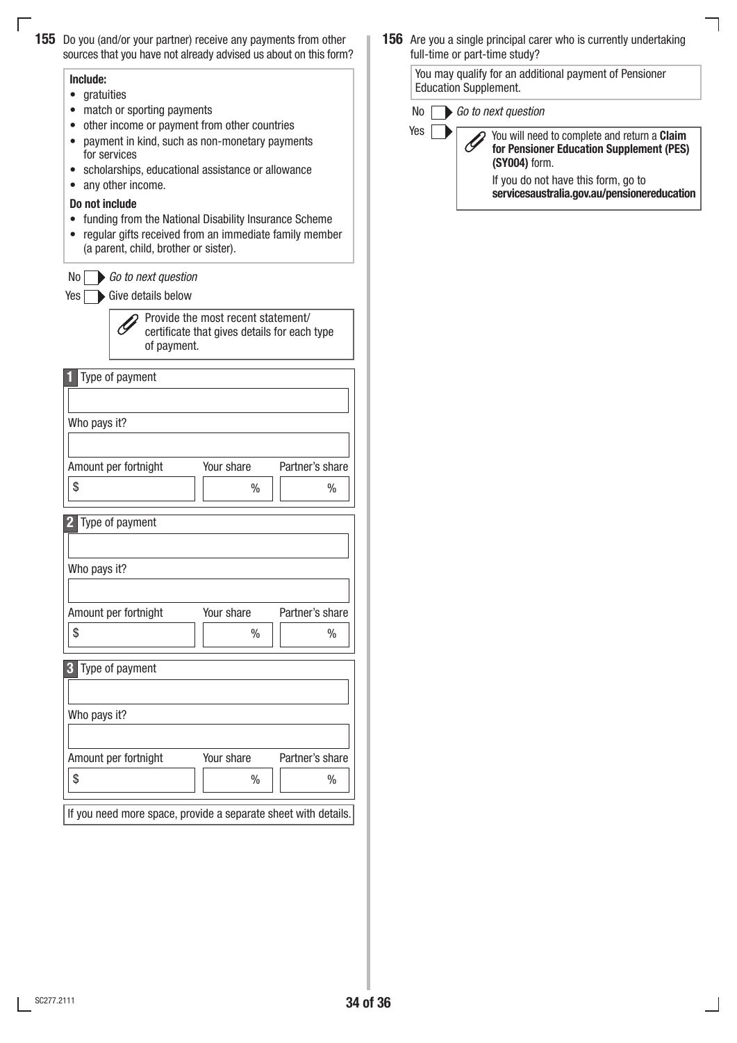**155** Do you (and/or your partner) receive any payments from other sources that you have not already advised us about on this form?

**Include:**
- gratuities
- match or sporting payments
- other income or payment from other countries
- payment in kind, such as non-monetary payments for services
- scholarships, educational assistance or allowance
- any other income.

**Do not include**
- funding from the National Disability Insurance Scheme
- regular gifts received from an immediate family member (a parent, child, brother or sister).

No ☐ ▶ *Go to next question*

Yes ☐ ▶ Give details below

> Provide the most recent statement/certificate that gives details for each type of payment.

**1** Type of payment

Who pays it?

| Amount per fortnight | Your share | Partner's share |
|---|---|---|
| $ | % | % |

**2** Type of payment

Who pays it?

| Amount per fortnight | Your share | Partner's share |
|---|---|---|
| $ | % | % |

**3** Type of payment

Who pays it?

| Amount per fortnight | Your share | Partner's share |
|---|---|---|
| $ | % | % |

If you need more space, provide a separate sheet with details.

**156** Are you a single principal carer who is currently undertaking full-time or part-time study?

You may qualify for an additional payment of Pensioner Education Supplement.

No ☐ ▶ *Go to next question*

Yes ☐ ▶

> You will need to complete and return a **Claim for Pensioner Education Supplement (PES) (SY004)** form.
>
> If you do not have this form, go to **servicesaustralia.gov.au/pensionereducation**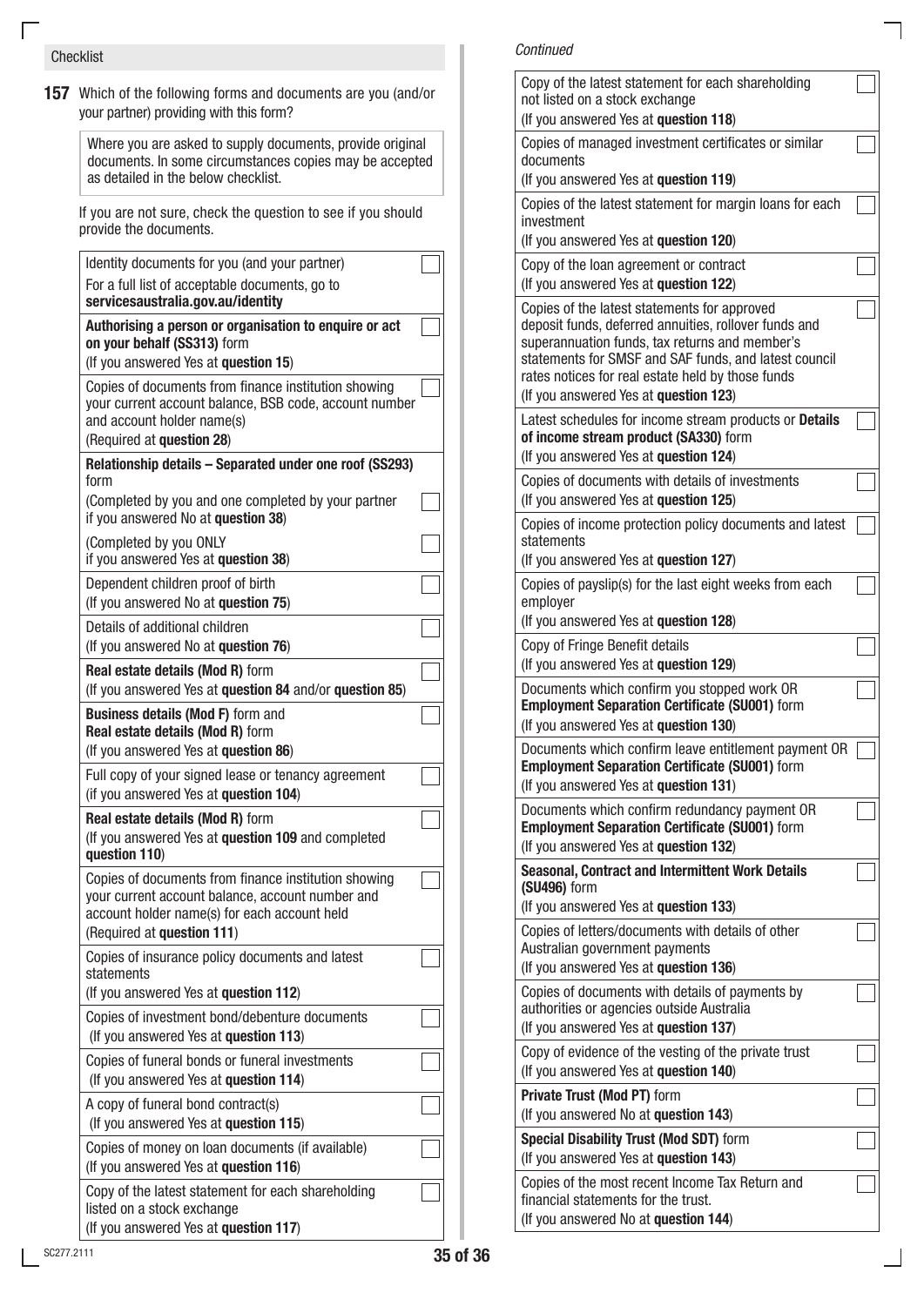## Checklist

**157** Which of the following forms and documents are you (and/or your partner) providing with this form?

> Where you are asked to supply documents, provide original documents. In some circumstances copies may be accepted as detailed in the below checklist.

If you are not sure, check the question to see if you should provide the documents.

| Document | |
|---|---|
| Identity documents for you (and your partner)<br>For a full list of acceptable documents, go to **servicesaustralia.gov.au/identity** | ☐ |
| **Authorising a person or organisation to enquire or act on your behalf (SS313)** form<br>(If you answered Yes at **question 15**) | ☐ |
| Copies of documents from finance institution showing your current account balance, BSB code, account number and account holder name(s)<br>(Required at **question 28**) | ☐ |
| **Relationship details – Separated under one roof (SS293)** form | |
| (Completed by you and one completed by your partner if you answered No at **question 38**) | ☐ |
| (Completed by you ONLY if you answered Yes at **question 38**) | ☐ |
| Dependent children proof of birth<br>(If you answered No at **question 75**) | ☐ |
| Details of additional children<br>(If you answered No at **question 76**) | ☐ |
| **Real estate details (Mod R)** form<br>(If you answered Yes at **question 84** and/or **question 85**) | ☐ |
| **Business details (Mod F)** form and **Real estate details (Mod R)** form<br>(If you answered Yes at **question 86**) | ☐ |
| Full copy of your signed lease or tenancy agreement<br>(if you answered Yes at **question 104**) | ☐ |
| **Real estate details (Mod R)** form<br>(If you answered Yes at **question 109** and completed **question 110**) | ☐ |
| Copies of documents from finance institution showing your current account balance, account number and account holder name(s) for each account held<br>(Required at **question 111**) | ☐ |
| Copies of insurance policy documents and latest statements<br>(If you answered Yes at **question 112**) | ☐ |
| Copies of investment bond/debenture documents<br>(If you answered Yes at **question 113**) | ☐ |
| Copies of funeral bonds or funeral investments<br>(If you answered Yes at **question 114**) | ☐ |
| A copy of funeral bond contract(s)<br>(If you answered Yes at **question 115**) | ☐ |
| Copies of money on loan documents (if available)<br>(If you answered Yes at **question 116**) | ☐ |
| Copy of the latest statement for each shareholding listed on a stock exchange<br>(If you answered Yes at **question 117**) | ☐ |

*Continued*

| Document | |
|---|---|
| Copy of the latest statement for each shareholding not listed on a stock exchange<br>(If you answered Yes at **question 118**) | ☐ |
| Copies of managed investment certificates or similar documents<br>(If you answered Yes at **question 119**) | ☐ |
| Copies of the latest statement for margin loans for each investment<br>(If you answered Yes at **question 120**) | ☐ |
| Copy of the loan agreement or contract<br>(If you answered Yes at **question 122**) | ☐ |
| Copies of the latest statements for approved deposit funds, deferred annuities, rollover funds and superannuation funds, tax returns and member's statements for SMSF and SAF funds, and latest council rates notices for real estate held by those funds<br>(If you answered Yes at **question 123**) | ☐ |
| Latest schedules for income stream products or **Details of income stream product (SA330)** form<br>(If you answered Yes at **question 124**) | ☐ |
| Copies of documents with details of investments<br>(If you answered Yes at **question 125**) | ☐ |
| Copies of income protection policy documents and latest statements<br>(If you answered Yes at **question 127**) | ☐ |
| Copies of payslip(s) for the last eight weeks from each employer<br>(If you answered Yes at **question 128**) | ☐ |
| Copy of Fringe Benefit details<br>(If you answered Yes at **question 129**) | ☐ |
| Documents which confirm you stopped work OR **Employment Separation Certificate (SU001)** form<br>(If you answered Yes at **question 130**) | ☐ |
| Documents which confirm leave entitlement payment OR **Employment Separation Certificate (SU001)** form<br>(If you answered Yes at **question 131**) | ☐ |
| Documents which confirm redundancy payment OR **Employment Separation Certificate (SU001)** form<br>(If you answered Yes at **question 132**) | ☐ |
| **Seasonal, Contract and Intermittent Work Details (SU496)** form<br>(If you answered Yes at **question 133**) | ☐ |
| Copies of letters/documents with details of other Australian government payments<br>(If you answered Yes at **question 136**) | ☐ |
| Copies of documents with details of payments by authorities or agencies outside Australia<br>(If you answered Yes at **question 137**) | ☐ |
| Copy of evidence of the vesting of the private trust<br>(If you answered Yes at **question 140**) | ☐ |
| **Private Trust (Mod PT)** form<br>(If you answered No at **question 143**) | ☐ |
| **Special Disability Trust (Mod SDT)** form<br>(If you answered Yes at **question 143**) | ☐ |
| Copies of the most recent Income Tax Return and financial statements for the trust.<br>(If you answered No at **question 144**) | ☐ |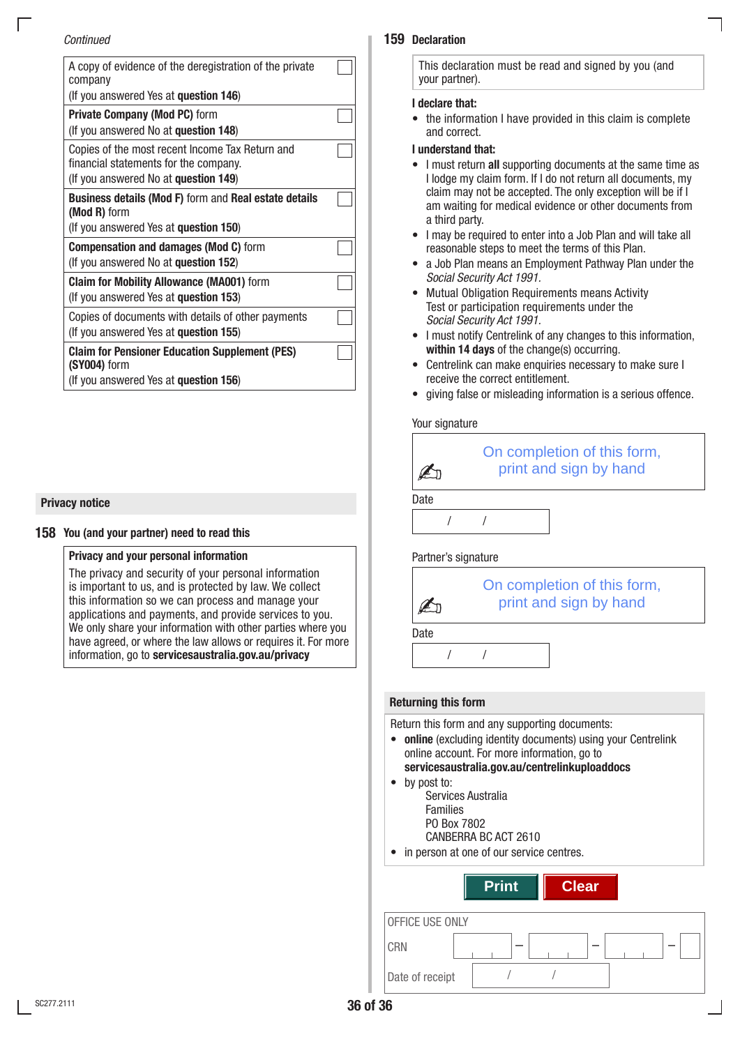*Continued*

| | |
|---|---|
| A copy of evidence of the deregistration of the private company (If you answered Yes at **question 146**) | ☐ |
| **Private Company (Mod PC)** form (If you answered No at **question 148**) | ☐ |
| Copies of the most recent Income Tax Return and financial statements for the company. (If you answered No at **question 149**) | ☐ |
| **Business details (Mod F)** form and **Real estate details (Mod R)** form (If you answered Yes at **question 150**) | ☐ |
| **Compensation and damages (Mod C)** form (If you answered No at **question 152**) | ☐ |
| **Claim for Mobility Allowance (MA001)** form (If you answered Yes at **question 153**) | ☐ |
| Copies of documents with details of other payments (If you answered Yes at **question 155**) | ☐ |
| **Claim for Pensioner Education Supplement (PES) (SY004)** form (If you answered Yes at **question 156**) | ☐ |

## Privacy notice

**158 You (and your partner) need to read this**

**Privacy and your personal information**

The privacy and security of your personal information is important to us, and is protected by law. We collect this information so we can process and manage your applications and payments, and provide services to you. We only share your information with other parties where you have agreed, or where the law allows or requires it. For more information, go to **servicesaustralia.gov.au/privacy**

**159 Declaration**

This declaration must be read and signed by you (and your partner).

**I declare that:**

- the information I have provided in this claim is complete and correct.

**I understand that:**

- I must return **all** supporting documents at the same time as I lodge my claim form. If I do not return all documents, my claim may not be accepted. The only exception will be if I am waiting for medical evidence or other documents from a third party.
- I may be required to enter into a Job Plan and will take all reasonable steps to meet the terms of this Plan.
- a Job Plan means an Employment Pathway Plan under the *Social Security Act 1991.*
- Mutual Obligation Requirements means Activity Test or participation requirements under the *Social Security Act 1991.*
- I must notify Centrelink of any changes to this information, **within 14 days** of the change(s) occurring.
- Centrelink can make enquiries necessary to make sure I receive the correct entitlement.
- giving false or misleading information is a serious offence.

Your signature

On completion of this form, print and sign by hand

Date

/ /

Partner's signature

On completion of this form, print and sign by hand

Date

/ /

## Returning this form

Return this form and any supporting documents:

- **online** (excluding identity documents) using your Centrelink online account. For more information, go to **servicesaustralia.gov.au/centrelinkuploaddocs**
- by post to:
  Services Australia
  Families
  PO Box 7802
  CANBERRA BC ACT 2610
- in person at one of our service centres.

Print Clear

OFFICE USE ONLY

CRN – – –

Date of receipt / /

SC277.2111